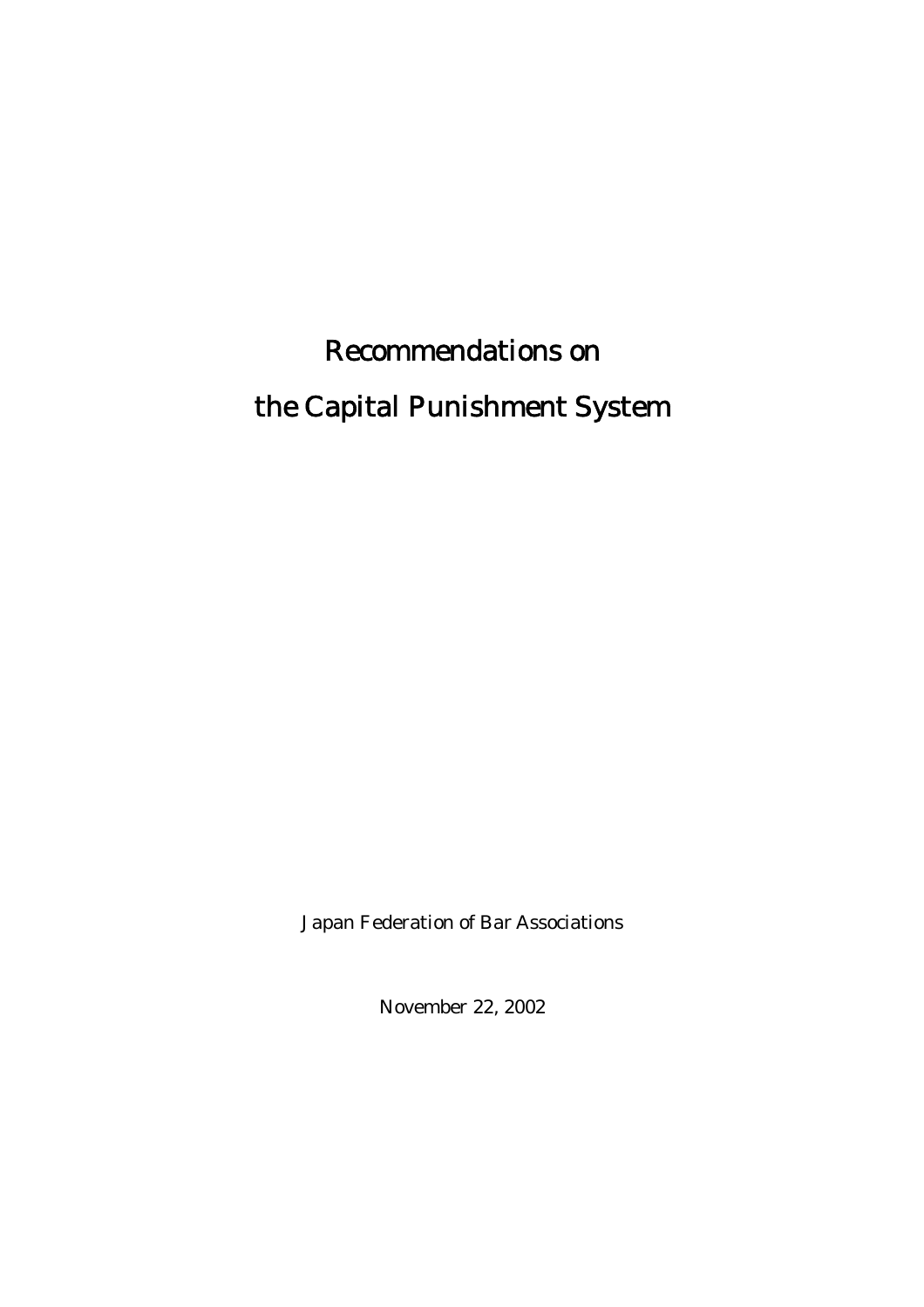# Recommendations on the Capital Punishment System

Japan Federation of Bar Associations

November 22, 2002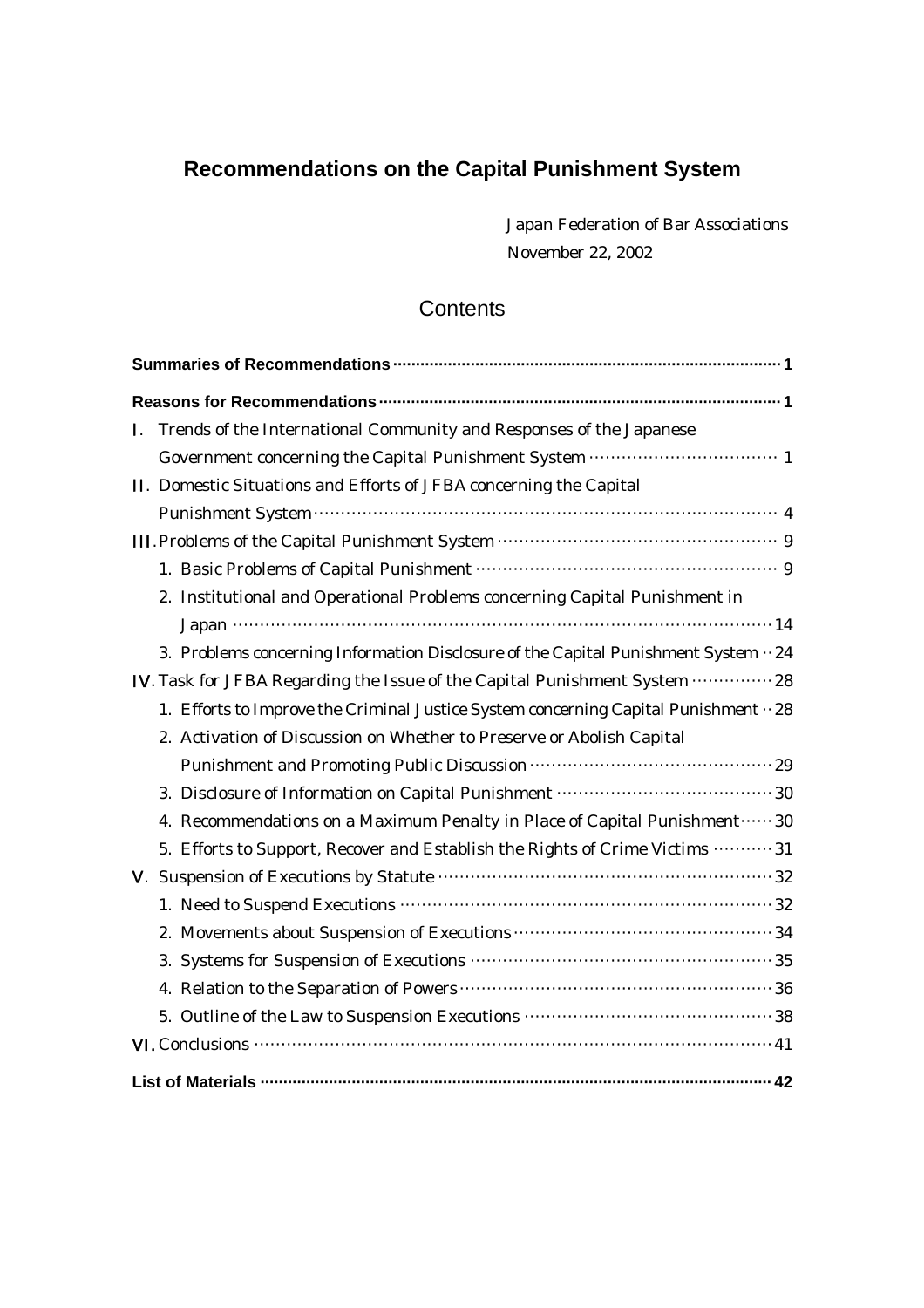# Recommendations on the Capital Punishment System

Japan Federation of Bar Associations
November 22, 2002

## Contents

**Summaries of Recommendations** ........ 1

**Reasons for Recommendations** ........ 1

Ⅰ. Trends of the International Community and Responses of the Japanese Government concerning the Capital Punishment System ........ 1

Ⅱ. Domestic Situations and Efforts of JFBA concerning the Capital Punishment System ........ 4

Ⅲ. Problems of the Capital Punishment System ........ 9

- 1. Basic Problems of Capital Punishment ........ 9
- 2. Institutional and Operational Problems concerning Capital Punishment in Japan ........ 14
- 3. Problems concerning Information Disclosure of the Capital Punishment System ........ 24

Ⅳ. Task for JFBA Regarding the Issue of the Capital Punishment System ........ 28

- 1. Efforts to Improve the Criminal Justice System concerning Capital Punishment ........ 28
- 2. Activation of Discussion on Whether to Preserve or Abolish Capital Punishment and Promoting Public Discussion ........ 29
- 3. Disclosure of Information on Capital Punishment ........ 30
- 4. Recommendations on a Maximum Penalty in Place of Capital Punishment ........ 30
- 5. Efforts to Support, Recover and Establish the Rights of Crime Victims ........ 31

Ⅴ. Suspension of Executions by Statute ........ 32

- 1. Need to Suspend Executions ........ 32
- 2. Movements about Suspension of Executions ........ 34
- 3. Systems for Suspension of Executions ........ 35
- 4. Relation to the Separation of Powers ........ 36
- 5. Outline of the Law to Suspension Executions ........ 38

Ⅵ. Conclusions ........ 41

**List of Materials** ........ 42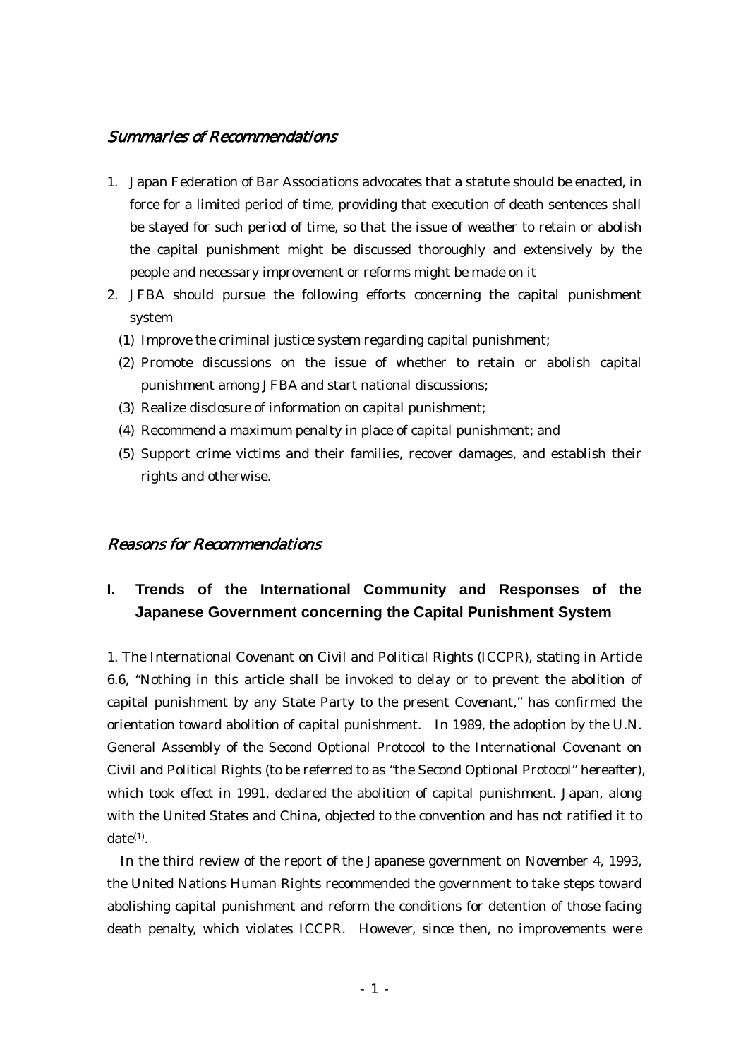## *Summaries of Recommendations*

1. Japan Federation of Bar Associations advocates that a statute should be enacted, in force for a limited period of time, providing that execution of death sentences shall be stayed for such period of time, so that the issue of weather to retain or abolish the capital punishment might be discussed thoroughly and extensively by the people and necessary improvement or reforms might be made on it
2. JFBA should pursue the following efforts concerning the capital punishment system
   (1) Improve the criminal justice system regarding capital punishment;
   (2) Promote discussions on the issue of whether to retain or abolish capital punishment among JFBA and start national discussions;
   (3) Realize disclosure of information on capital punishment;
   (4) Recommend a maximum penalty in place of capital punishment; and
   (5) Support crime victims and their families, recover damages, and establish their rights and otherwise.

## *Reasons for Recommendations*

### I. Trends of the International Community and Responses of the Japanese Government concerning the Capital Punishment System

1. The International Covenant on Civil and Political Rights (ICCPR), stating in Article 6.6, "Nothing in this article shall be invoked to delay or to prevent the abolition of capital punishment by any State Party to the present Covenant," has confirmed the orientation toward abolition of capital punishment. In 1989, the adoption by the U.N. General Assembly of the Second Optional Protocol to the International Covenant on Civil and Political Rights (to be referred to as "the Second Optional Protocol" hereafter), which took effect in 1991, declared the abolition of capital punishment. Japan, along with the United States and China, objected to the convention and has not ratified it to date(1).

In the third review of the report of the Japanese government on November 4, 1993, the United Nations Human Rights recommended the government to take steps toward abolishing capital punishment and reform the conditions for detention of those facing death penalty, which violates ICCPR. However, since then, no improvements were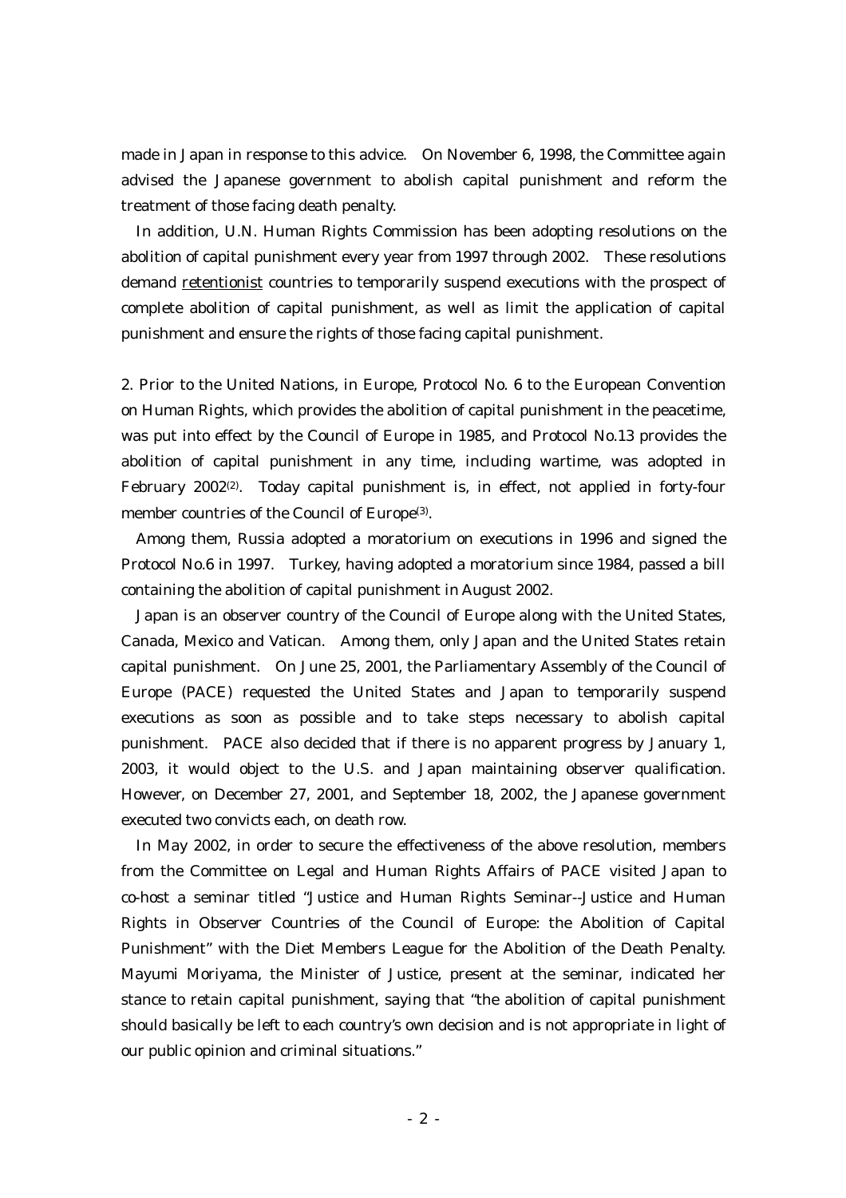made in Japan in response to this advice. On November 6, 1998, the Committee again advised the Japanese government to abolish capital punishment and reform the treatment of those facing death penalty.

In addition, U.N. Human Rights Commission has been adopting resolutions on the abolition of capital punishment every year from 1997 through 2002. These resolutions demand <u>retentionist</u> countries to temporarily suspend executions with the prospect of complete abolition of capital punishment, as well as limit the application of capital punishment and ensure the rights of those facing capital punishment.

2. Prior to the United Nations, in Europe, Protocol No. 6 to the European Convention on Human Rights, which provides the abolition of capital punishment in the peacetime, was put into effect by the Council of Europe in 1985, and Protocol No.13 provides the abolition of capital punishment in any time, including wartime, was adopted in February 2002(2). Today capital punishment is, in effect, not applied in forty-four member countries of the Council of Europe(3).

Among them, Russia adopted a moratorium on executions in 1996 and signed the Protocol No.6 in 1997. Turkey, having adopted a moratorium since 1984, passed a bill containing the abolition of capital punishment in August 2002.

Japan is an observer country of the Council of Europe along with the United States, Canada, Mexico and Vatican. Among them, only Japan and the United States retain capital punishment. On June 25, 2001, the Parliamentary Assembly of the Council of Europe (PACE) requested the United States and Japan to temporarily suspend executions as soon as possible and to take steps necessary to abolish capital punishment. PACE also decided that if there is no apparent progress by January 1, 2003, it would object to the U.S. and Japan maintaining observer qualification. However, on December 27, 2001, and September 18, 2002, the Japanese government executed two convicts each, on death row.

In May 2002, in order to secure the effectiveness of the above resolution, members from the Committee on Legal and Human Rights Affairs of PACE visited Japan to co-host a seminar titled "Justice and Human Rights Seminar--Justice and Human Rights in Observer Countries of the Council of Europe: the Abolition of Capital Punishment" with the Diet Members League for the Abolition of the Death Penalty. Mayumi Moriyama, the Minister of Justice, present at the seminar, indicated her stance to retain capital punishment, saying that "the abolition of capital punishment should basically be left to each country's own decision and is not appropriate in light of our public opinion and criminal situations."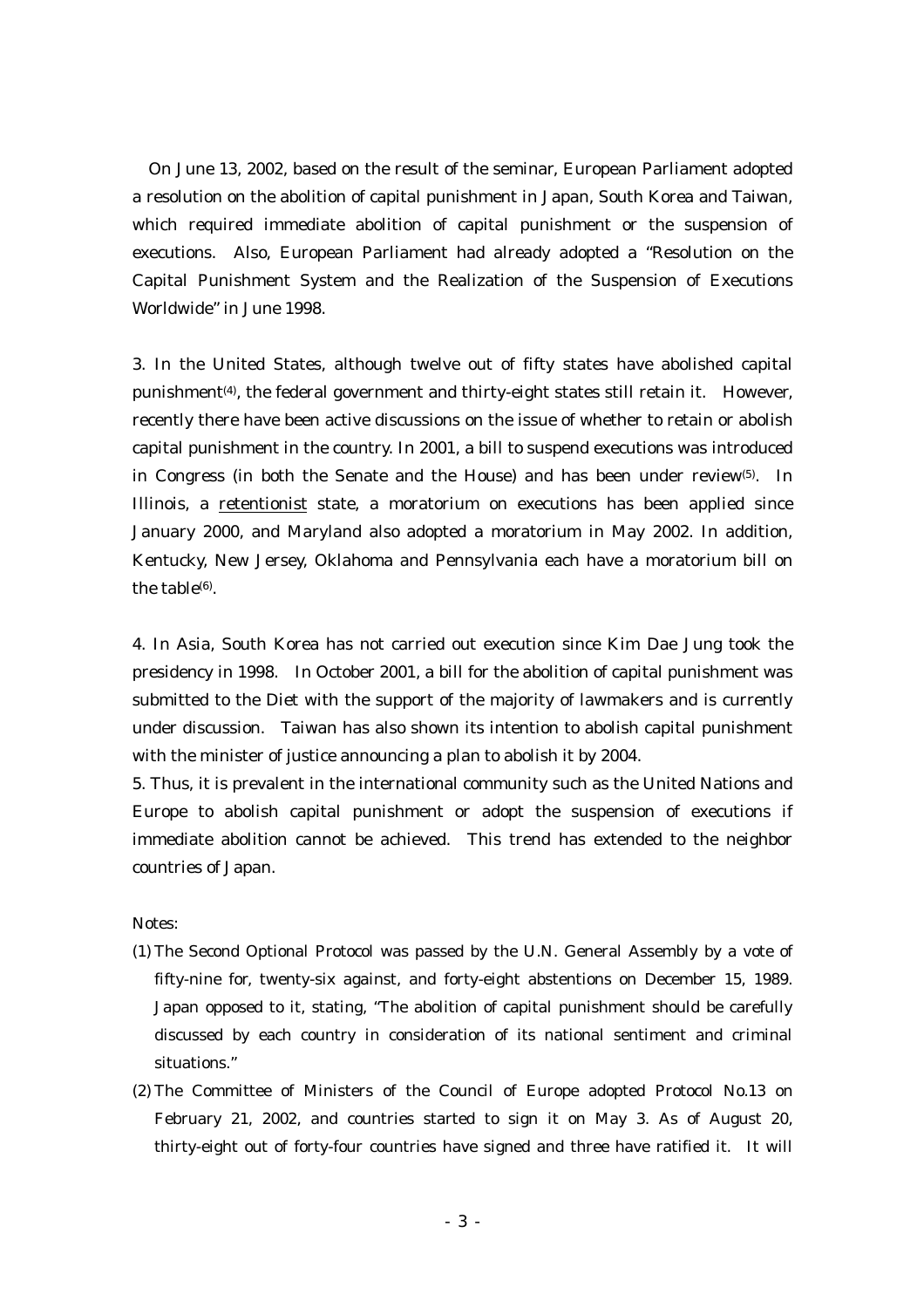On June 13, 2002, based on the result of the seminar, European Parliament adopted a resolution on the abolition of capital punishment in Japan, South Korea and Taiwan, which required immediate abolition of capital punishment or the suspension of executions. Also, European Parliament had already adopted a "Resolution on the Capital Punishment System and the Realization of the Suspension of Executions Worldwide" in June 1998.

3. In the United States, although twelve out of fifty states have abolished capital punishment(4), the federal government and thirty-eight states still retain it. However, recently there have been active discussions on the issue of whether to retain or abolish capital punishment in the country. In 2001, a bill to suspend executions was introduced in Congress (in both the Senate and the House) and has been under review(5). In Illinois, a retentionist state, a moratorium on executions has been applied since January 2000, and Maryland also adopted a moratorium in May 2002. In addition, Kentucky, New Jersey, Oklahoma and Pennsylvania each have a moratorium bill on the table(6).

4. In Asia, South Korea has not carried out execution since Kim Dae Jung took the presidency in 1998. In October 2001, a bill for the abolition of capital punishment was submitted to the Diet with the support of the majority of lawmakers and is currently under discussion. Taiwan has also shown its intention to abolish capital punishment with the minister of justice announcing a plan to abolish it by 2004.

5. Thus, it is prevalent in the international community such as the United Nations and Europe to abolish capital punishment or adopt the suspension of executions if immediate abolition cannot be achieved. This trend has extended to the neighbor countries of Japan.

Notes:

(1) The Second Optional Protocol was passed by the U.N. General Assembly by a vote of fifty-nine for, twenty-six against, and forty-eight abstentions on December 15, 1989. Japan opposed to it, stating, "The abolition of capital punishment should be carefully discussed by each country in consideration of its national sentiment and criminal situations."

(2) The Committee of Ministers of the Council of Europe adopted Protocol No.13 on February 21, 2002, and countries started to sign it on May 3. As of August 20, thirty-eight out of forty-four countries have signed and three have ratified it. It will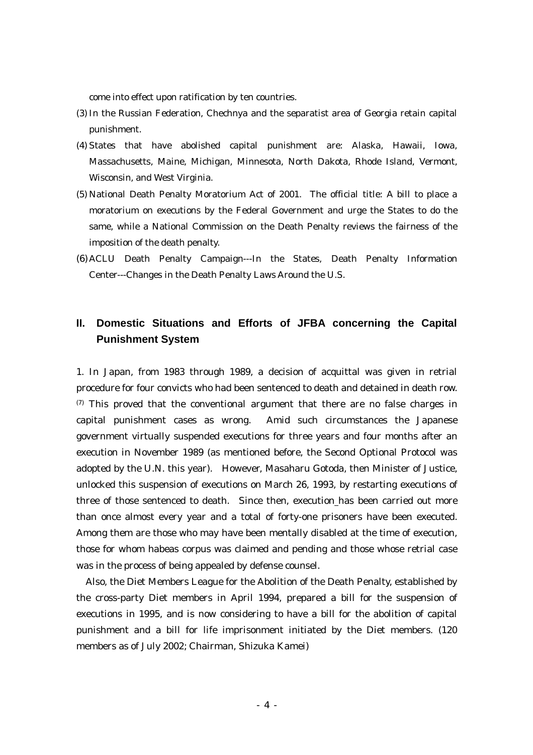come into effect upon ratification by ten countries.

(3) In the Russian Federation, Chechnya and the separatist area of Georgia retain capital punishment.

(4) States that have abolished capital punishment are: Alaska, Hawaii, Iowa, Massachusetts, Maine, Michigan, Minnesota, North Dakota, Rhode Island, Vermont, Wisconsin, and West Virginia.

(5) National Death Penalty Moratorium Act of 2001. The official title: A bill to place a moratorium on executions by the Federal Government and urge the States to do the same, while a National Commission on the Death Penalty reviews the fairness of the imposition of the death penalty.

(6) ACLU Death Penalty Campaign---In the States, Death Penalty Information Center---Changes in the Death Penalty Laws Around the U.S.

## II. Domestic Situations and Efforts of JFBA concerning the Capital Punishment System

1. In Japan, from 1983 through 1989, a decision of acquittal was given in retrial procedure for four convicts who had been sentenced to death and detained in death row. [7] This proved that the conventional argument that there are no false charges in capital punishment cases as wrong. Amid such circumstances the Japanese government virtually suspended executions for three years and four months after an execution in November 1989 (as mentioned before, the Second Optional Protocol was adopted by the U.N. this year). However, Masaharu Gotoda, then Minister of Justice, unlocked this suspension of executions on March 26, 1993, by restarting executions of three of those sentenced to death. Since then, execution has been carried out more than once almost every year and a total of forty-one prisoners have been executed. Among them are those who may have been mentally disabled at the time of execution, those for whom habeas corpus was claimed and pending and those whose retrial case was in the process of being appealed by defense counsel.

Also, the Diet Members League for the Abolition of the Death Penalty, established by the cross-party Diet members in April 1994, prepared a bill for the suspension of executions in 1995, and is now considering to have a bill for the abolition of capital punishment and a bill for life imprisonment initiated by the Diet members. (120 members as of July 2002; Chairman, Shizuka Kamei)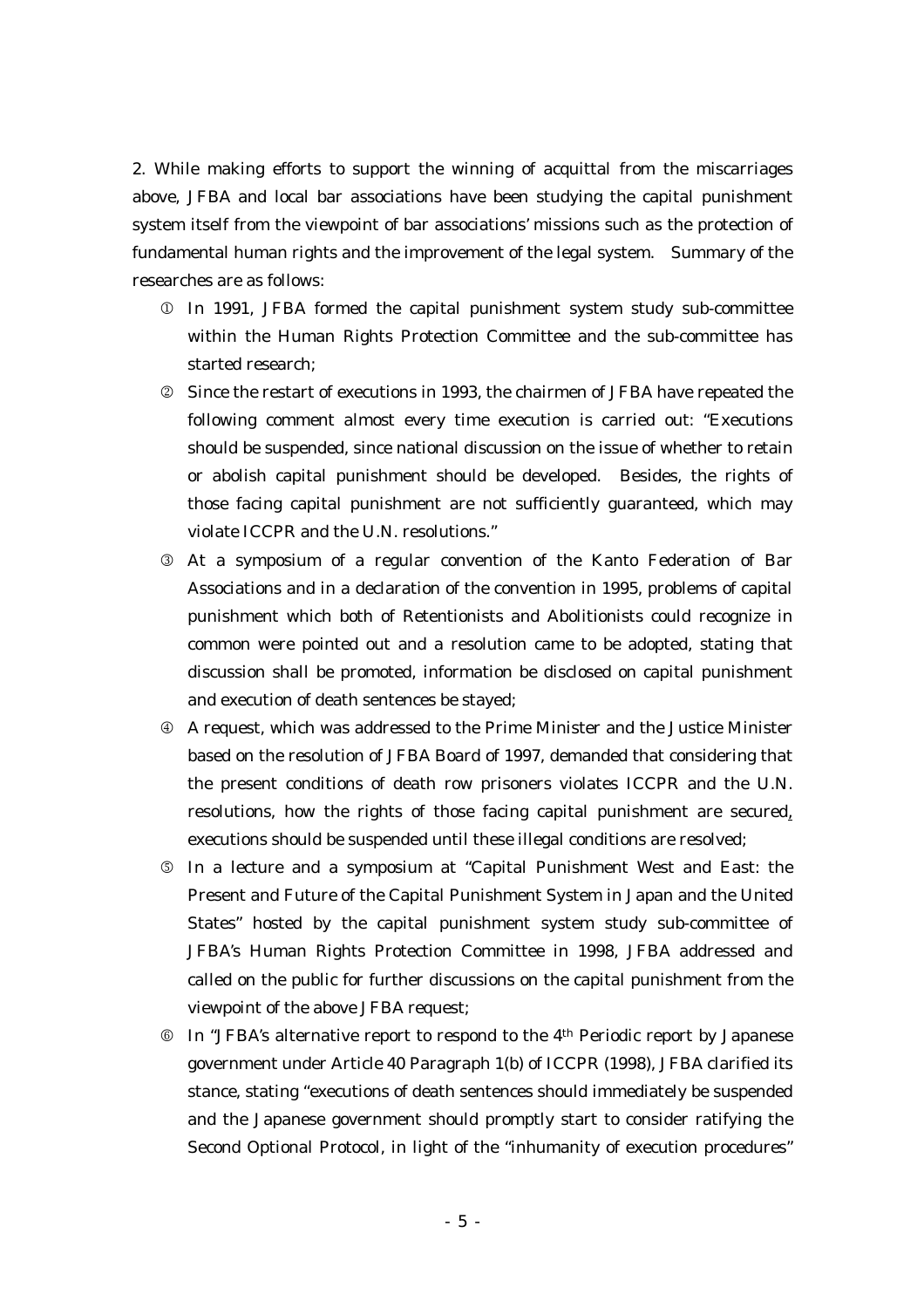2. While making efforts to support the winning of acquittal from the miscarriages above, JFBA and local bar associations have been studying the capital punishment system itself from the viewpoint of bar associations' missions such as the protection of fundamental human rights and the improvement of the legal system. Summary of the researches are as follows:

① In 1991, JFBA formed the capital punishment system study sub-committee within the Human Rights Protection Committee and the sub-committee has started research;

② Since the restart of executions in 1993, the chairmen of JFBA have repeated the following comment almost every time execution is carried out: "Executions should be suspended, since national discussion on the issue of whether to retain or abolish capital punishment should be developed. Besides, the rights of those facing capital punishment are not sufficiently guaranteed, which may violate ICCPR and the U.N. resolutions."

③ At a symposium of a regular convention of the Kanto Federation of Bar Associations and in a declaration of the convention in 1995, problems of capital punishment which both of Retentionists and Abolitionists could recognize in common were pointed out and a resolution came to be adopted, stating that discussion shall be promoted, information be disclosed on capital punishment and execution of death sentences be stayed;

④ A request, which was addressed to the Prime Minister and the Justice Minister based on the resolution of JFBA Board of 1997, demanded that considering that the present conditions of death row prisoners violates ICCPR and the U.N. resolutions, how the rights of those facing capital punishment are secured, executions should be suspended until these illegal conditions are resolved;

⑤ In a lecture and a symposium at "Capital Punishment West and East: the Present and Future of the Capital Punishment System in Japan and the United States" hosted by the capital punishment system study sub-committee of JFBA's Human Rights Protection Committee in 1998, JFBA addressed and called on the public for further discussions on the capital punishment from the viewpoint of the above JFBA request;

⑥ In "JFBA's alternative report to respond to the 4th Periodic report by Japanese government under Article 40 Paragraph 1(b) of ICCPR (1998), JFBA clarified its stance, stating "executions of death sentences should immediately be suspended and the Japanese government should promptly start to consider ratifying the Second Optional Protocol, in light of the "inhumanity of execution procedures"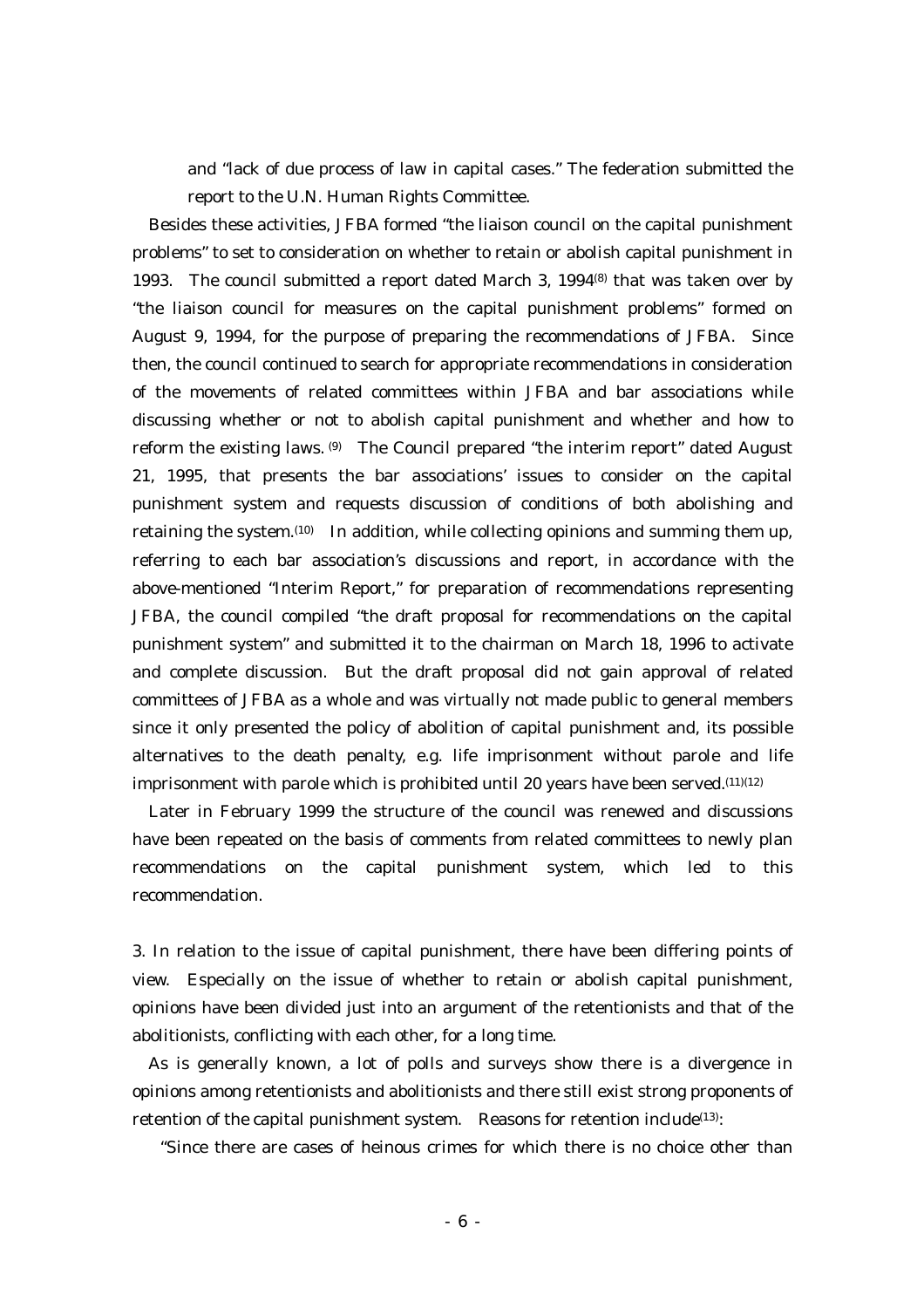and "lack of due process of law in capital cases." The federation submitted the report to the U.N. Human Rights Committee.

Besides these activities, JFBA formed "the liaison council on the capital punishment problems" to set to consideration on whether to retain or abolish capital punishment in 1993. The council submitted a report dated March 3, 1994(8) that was taken over by "the liaison council for measures on the capital punishment problems" formed on August 9, 1994, for the purpose of preparing the recommendations of JFBA. Since then, the council continued to search for appropriate recommendations in consideration of the movements of related committees within JFBA and bar associations while discussing whether or not to abolish capital punishment and whether and how to reform the existing laws. (9) The Council prepared "the interim report" dated August 21, 1995, that presents the bar associations' issues to consider on the capital punishment system and requests discussion of conditions of both abolishing and retaining the system.(10) In addition, while collecting opinions and summing them up, referring to each bar association's discussions and report, in accordance with the above-mentioned "Interim Report," for preparation of recommendations representing JFBA, the council compiled "the draft proposal for recommendations on the capital punishment system" and submitted it to the chairman on March 18, 1996 to activate and complete discussion. But the draft proposal did not gain approval of related committees of JFBA as a whole and was virtually not made public to general members since it only presented the policy of abolition of capital punishment and, its possible alternatives to the death penalty, e.g. life imprisonment without parole and life imprisonment with parole which is prohibited until 20 years have been served.(11)(12)

Later in February 1999 the structure of the council was renewed and discussions have been repeated on the basis of comments from related committees to newly plan recommendations on the capital punishment system, which led to this recommendation.

3. In relation to the issue of capital punishment, there have been differing points of view. Especially on the issue of whether to retain or abolish capital punishment, opinions have been divided just into an argument of the retentionists and that of the abolitionists, conflicting with each other, for a long time.

As is generally known, a lot of polls and surveys show there is a divergence in opinions among retentionists and abolitionists and there still exist strong proponents of retention of the capital punishment system. Reasons for retention include(13):

"Since there are cases of heinous crimes for which there is no choice other than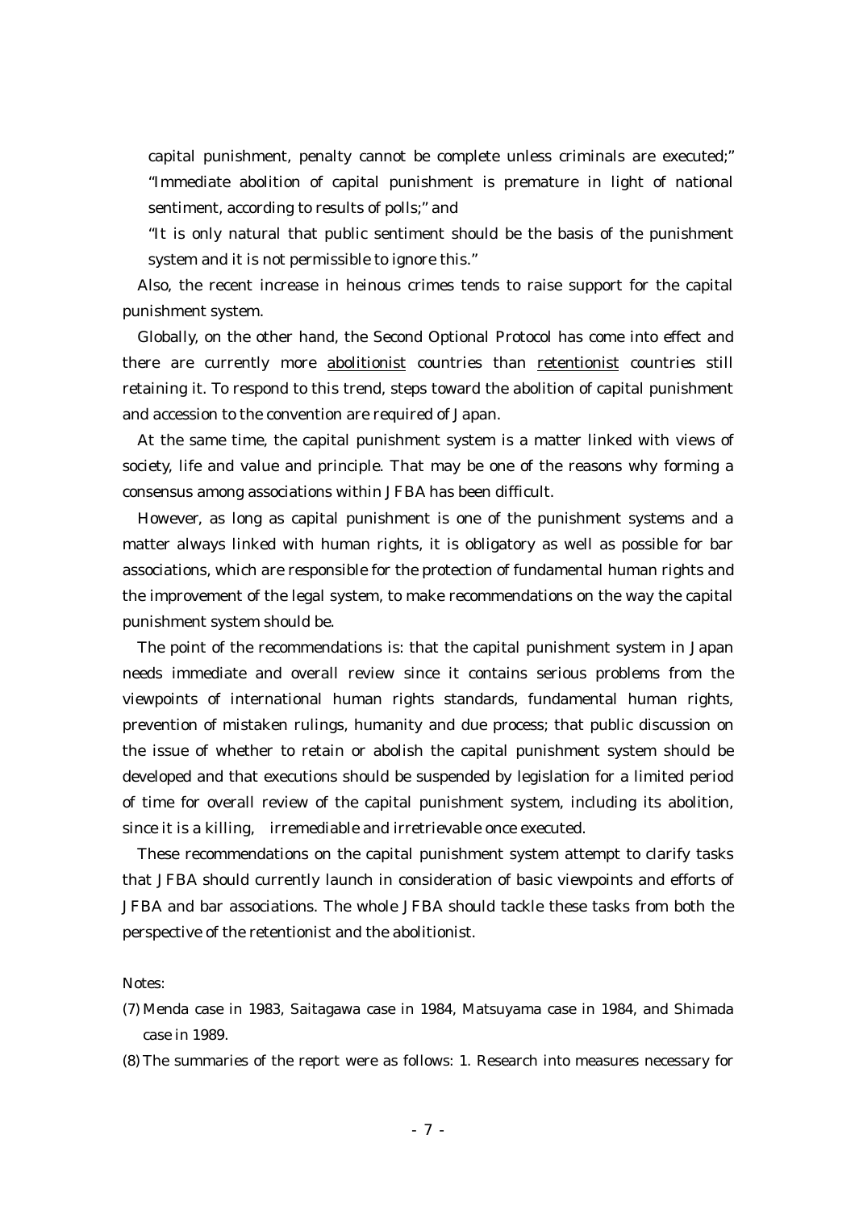capital punishment, penalty cannot be complete unless criminals are executed;" "Immediate abolition of capital punishment is premature in light of national sentiment, according to results of polls;" and

"It is only natural that public sentiment should be the basis of the punishment system and it is not permissible to ignore this."

Also, the recent increase in heinous crimes tends to raise support for the capital punishment system.

Globally, on the other hand, the Second Optional Protocol has come into effect and there are currently more <u>abolitionist</u> countries than <u>retentionist</u> countries still retaining it. To respond to this trend, steps toward the abolition of capital punishment and accession to the convention are required of Japan.

At the same time, the capital punishment system is a matter linked with views of society, life and value and principle. That may be one of the reasons why forming a consensus among associations within JFBA has been difficult.

However, as long as capital punishment is one of the punishment systems and a matter always linked with human rights, it is obligatory as well as possible for bar associations, which are responsible for the protection of fundamental human rights and the improvement of the legal system, to make recommendations on the way the capital punishment system should be.

The point of the recommendations is: that the capital punishment system in Japan needs immediate and overall review since it contains serious problems from the viewpoints of international human rights standards, fundamental human rights, prevention of mistaken rulings, humanity and due process; that public discussion on the issue of whether to retain or abolish the capital punishment system should be developed and that executions should be suspended by legislation for a limited period of time for overall review of the capital punishment system, including its abolition, since it is a killing, irremediable and irretrievable once executed.

These recommendations on the capital punishment system attempt to clarify tasks that JFBA should currently launch in consideration of basic viewpoints and efforts of JFBA and bar associations. The whole JFBA should tackle these tasks from both the perspective of the retentionist and the abolitionist.

Notes:

(7) Menda case in 1983, Saitagawa case in 1984, Matsuyama case in 1984, and Shimada case in 1989.

(8) The summaries of the report were as follows: 1. Research into measures necessary for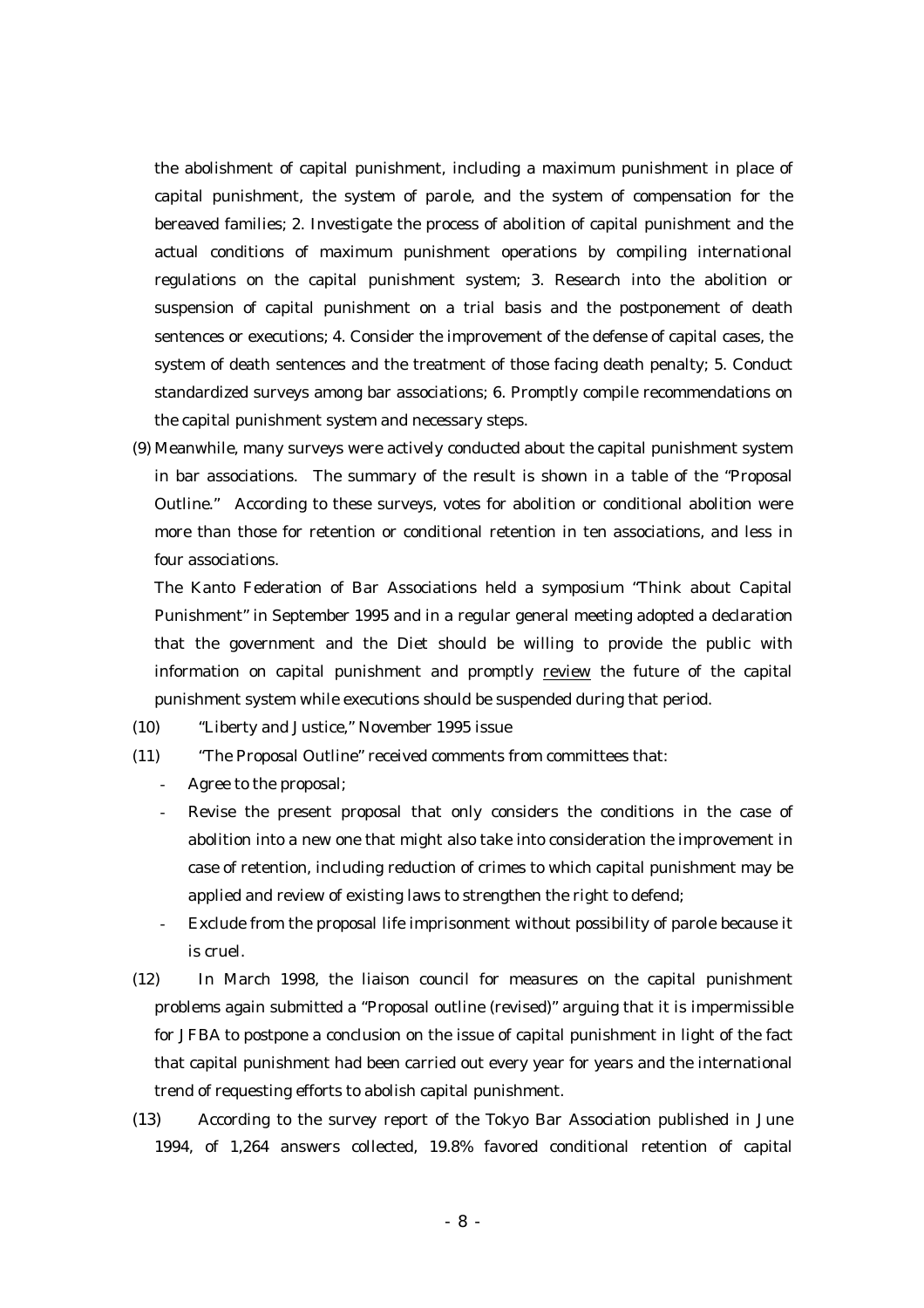the abolishment of capital punishment, including a maximum punishment in place of capital punishment, the system of parole, and the system of compensation for the bereaved families; 2. Investigate the process of abolition of capital punishment and the actual conditions of maximum punishment operations by compiling international regulations on the capital punishment system; 3. Research into the abolition or suspension of capital punishment on a trial basis and the postponement of death sentences or executions; 4. Consider the improvement of the defense of capital cases, the system of death sentences and the treatment of those facing death penalty; 5. Conduct standardized surveys among bar associations; 6. Promptly compile recommendations on the capital punishment system and necessary steps.

(9) Meanwhile, many surveys were actively conducted about the capital punishment system in bar associations. The summary of the result is shown in a table of the "Proposal Outline." According to these surveys, votes for abolition or conditional abolition were more than those for retention or conditional retention in ten associations, and less in four associations.

The Kanto Federation of Bar Associations held a symposium "Think about Capital Punishment" in September 1995 and in a regular general meeting adopted a declaration that the government and the Diet should be willing to provide the public with information on capital punishment and promptly <u>review</u> the future of the capital punishment system while executions should be suspended during that period.

(10) "Liberty and Justice," November 1995 issue

(11) "The Proposal Outline" received comments from committees that:

- Agree to the proposal;
- Revise the present proposal that only considers the conditions in the case of abolition into a new one that might also take into consideration the improvement in case of retention, including reduction of crimes to which capital punishment may be applied and review of existing laws to strengthen the right to defend;
- Exclude from the proposal life imprisonment without possibility of parole because it is cruel.

(12) In March 1998, the liaison council for measures on the capital punishment problems again submitted a "Proposal outline (revised)" arguing that it is impermissible for JFBA to postpone a conclusion on the issue of capital punishment in light of the fact that capital punishment had been carried out every year for years and the international trend of requesting efforts to abolish capital punishment.

(13) According to the survey report of the Tokyo Bar Association published in June 1994, of 1,264 answers collected, 19.8% favored conditional retention of capital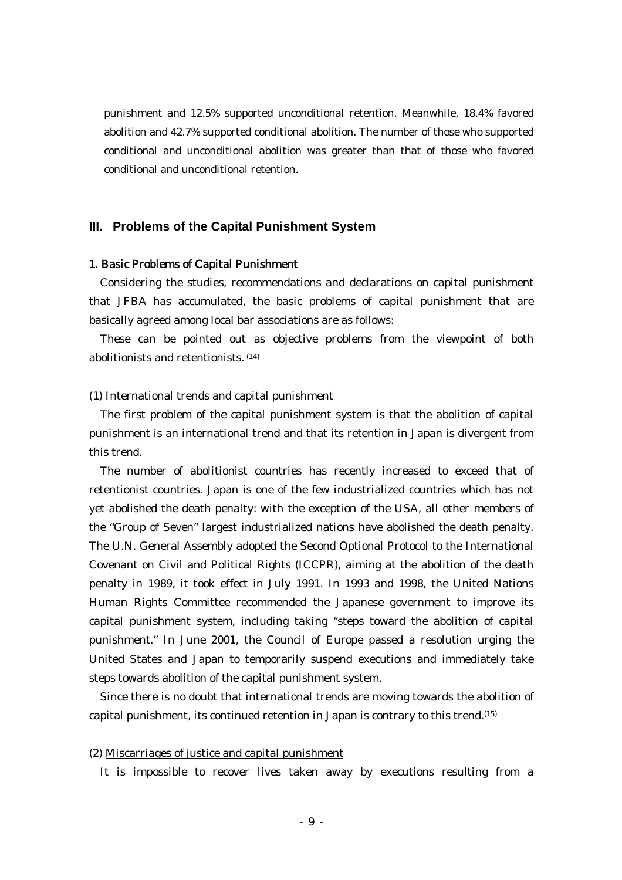punishment and 12.5% supported unconditional retention. Meanwhile, 18.4% favored abolition and 42.7% supported conditional abolition. The number of those who supported conditional and unconditional abolition was greater than that of those who favored conditional and unconditional retention.

## III. Problems of the Capital Punishment System

### 1. Basic Problems of Capital Punishment

Considering the studies, recommendations and declarations on capital punishment that JFBA has accumulated, the basic problems of capital punishment that are basically agreed among local bar associations are as follows:

These can be pointed out as objective problems from the viewpoint of both abolitionists and retentionists. (14)

(1) International trends and capital punishment

The first problem of the capital punishment system is that the abolition of capital punishment is an international trend and that its retention in Japan is divergent from this trend.

The number of abolitionist countries has recently increased to exceed that of retentionist countries. Japan is one of the few industrialized countries which has not yet abolished the death penalty: with the exception of the USA, all other members of the "Group of Seven" largest industrialized nations have abolished the death penalty. The U.N. General Assembly adopted the Second Optional Protocol to the International Covenant on Civil and Political Rights (ICCPR), aiming at the abolition of the death penalty in 1989, it took effect in July 1991. In 1993 and 1998, the United Nations Human Rights Committee recommended the Japanese government to improve its capital punishment system, including taking "steps toward the abolition of capital punishment." In June 2001, the Council of Europe passed a resolution urging the United States and Japan to temporarily suspend executions and immediately take steps towards abolition of the capital punishment system.

Since there is no doubt that international trends are moving towards the abolition of capital punishment, its continued retention in Japan is contrary to this trend.(15)

(2) Miscarriages of justice and capital punishment

It is impossible to recover lives taken away by executions resulting from a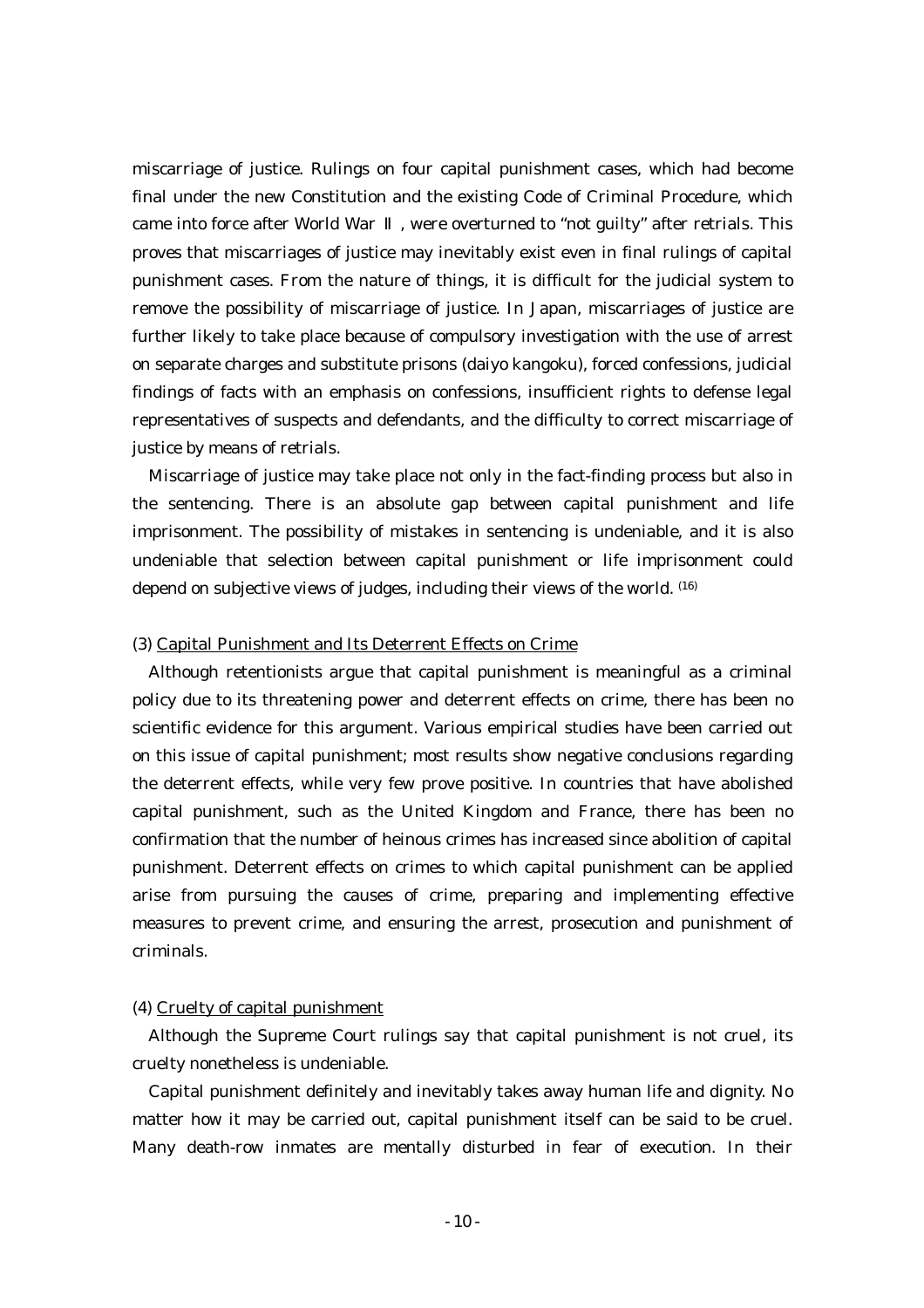miscarriage of justice. Rulings on four capital punishment cases, which had become final under the new Constitution and the existing Code of Criminal Procedure, which came into force after World War Ⅱ, were overturned to "not guilty" after retrials. This proves that miscarriages of justice may inevitably exist even in final rulings of capital punishment cases. From the nature of things, it is difficult for the judicial system to remove the possibility of miscarriage of justice. In Japan, miscarriages of justice are further likely to take place because of compulsory investigation with the use of arrest on separate charges and substitute prisons (daiyo kangoku), forced confessions, judicial findings of facts with an emphasis on confessions, insufficient rights to defense legal representatives of suspects and defendants, and the difficulty to correct miscarriage of justice by means of retrials.

Miscarriage of justice may take place not only in the fact-finding process but also in the sentencing. There is an absolute gap between capital punishment and life imprisonment. The possibility of mistakes in sentencing is undeniable, and it is also undeniable that selection between capital punishment or life imprisonment could depend on subjective views of judges, including their views of the world. [16]

(3) <u>Capital Punishment and Its Deterrent Effects on Crime</u>

Although retentionists argue that capital punishment is meaningful as a criminal policy due to its threatening power and deterrent effects on crime, there has been no scientific evidence for this argument. Various empirical studies have been carried out on this issue of capital punishment; most results show negative conclusions regarding the deterrent effects, while very few prove positive. In countries that have abolished capital punishment, such as the United Kingdom and France, there has been no confirmation that the number of heinous crimes has increased since abolition of capital punishment. Deterrent effects on crimes to which capital punishment can be applied arise from pursuing the causes of crime, preparing and implementing effective measures to prevent crime, and ensuring the arrest, prosecution and punishment of criminals.

(4) <u>Cruelty of capital punishment</u>

Although the Supreme Court rulings say that capital punishment is not cruel, its cruelty nonetheless is undeniable.

Capital punishment definitely and inevitably takes away human life and dignity. No matter how it may be carried out, capital punishment itself can be said to be cruel. Many death-row inmates are mentally disturbed in fear of execution. In their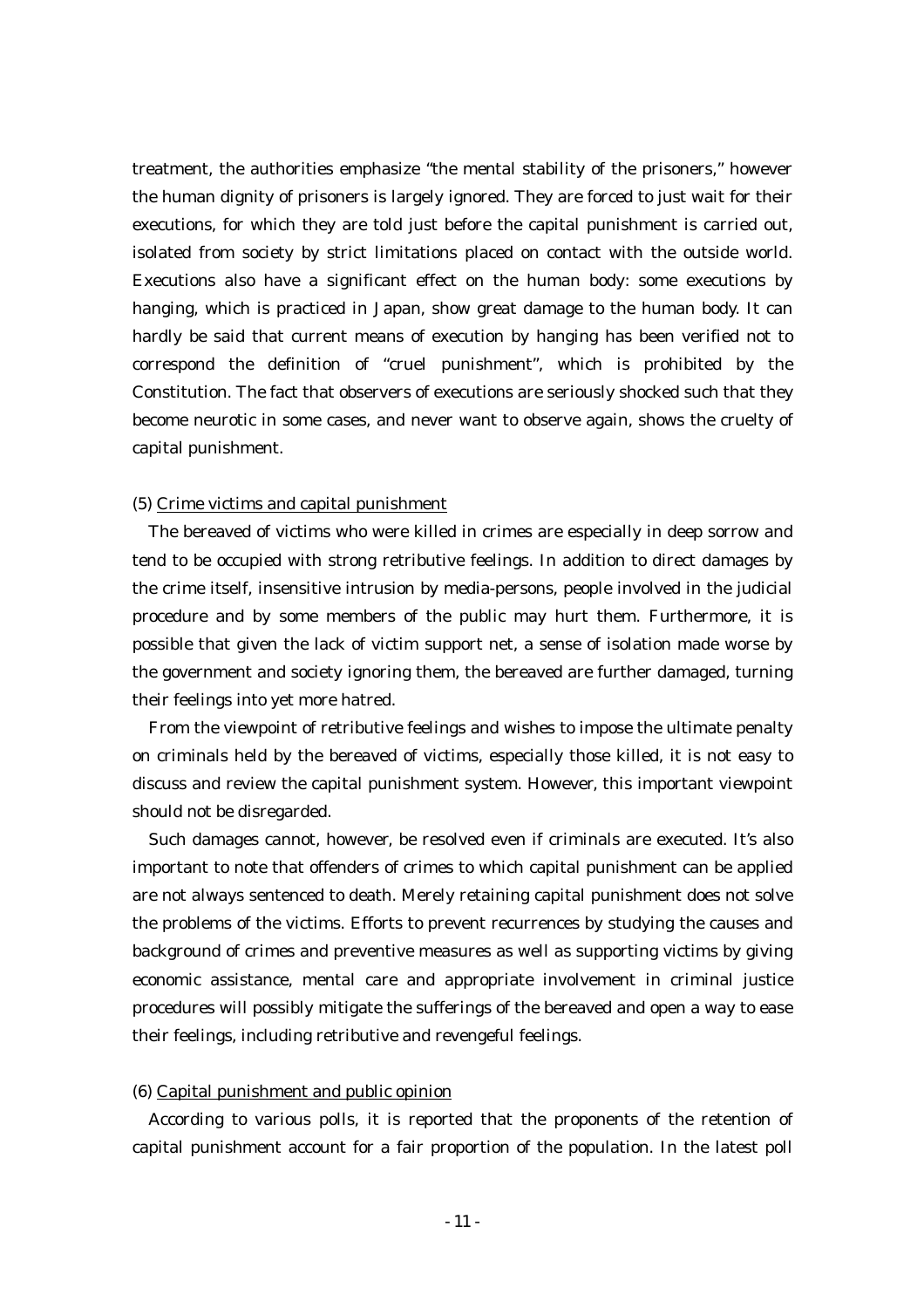treatment, the authorities emphasize "the mental stability of the prisoners," however the human dignity of prisoners is largely ignored. They are forced to just wait for their executions, for which they are told just before the capital punishment is carried out, isolated from society by strict limitations placed on contact with the outside world. Executions also have a significant effect on the human body: some executions by hanging, which is practiced in Japan, show great damage to the human body. It can hardly be said that current means of execution by hanging has been verified not to correspond the definition of "cruel punishment", which is prohibited by the Constitution. The fact that observers of executions are seriously shocked such that they become neurotic in some cases, and never want to observe again, shows the cruelty of capital punishment.

(5) Crime victims and capital punishment

The bereaved of victims who were killed in crimes are especially in deep sorrow and tend to be occupied with strong retributive feelings. In addition to direct damages by the crime itself, insensitive intrusion by media-persons, people involved in the judicial procedure and by some members of the public may hurt them. Furthermore, it is possible that given the lack of victim support net, a sense of isolation made worse by the government and society ignoring them, the bereaved are further damaged, turning their feelings into yet more hatred.

From the viewpoint of retributive feelings and wishes to impose the ultimate penalty on criminals held by the bereaved of victims, especially those killed, it is not easy to discuss and review the capital punishment system. However, this important viewpoint should not be disregarded.

Such damages cannot, however, be resolved even if criminals are executed. It's also important to note that offenders of crimes to which capital punishment can be applied are not always sentenced to death. Merely retaining capital punishment does not solve the problems of the victims. Efforts to prevent recurrences by studying the causes and background of crimes and preventive measures as well as supporting victims by giving economic assistance, mental care and appropriate involvement in criminal justice procedures will possibly mitigate the sufferings of the bereaved and open a way to ease their feelings, including retributive and revengeful feelings.

(6) Capital punishment and public opinion

According to various polls, it is reported that the proponents of the retention of capital punishment account for a fair proportion of the population. In the latest poll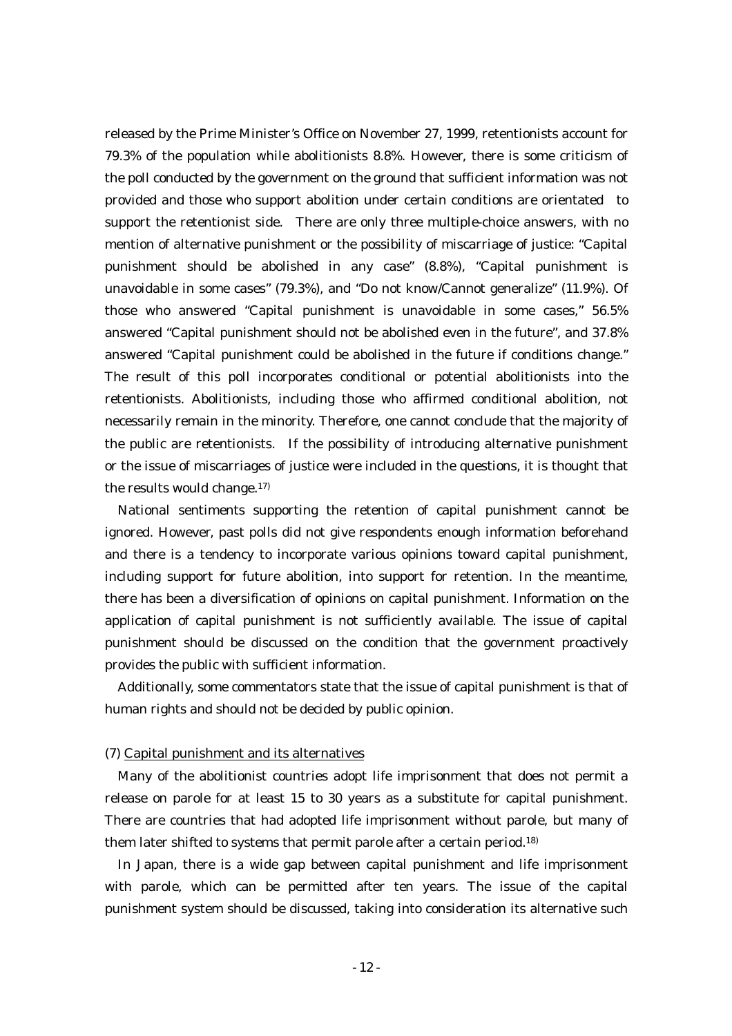released by the Prime Minister's Office on November 27, 1999, retentionists account for 79.3% of the population while abolitionists 8.8%. However, there is some criticism of the poll conducted by the government on the ground that sufficient information was not provided and those who support abolition under certain conditions are orientated to support the retentionist side. There are only three multiple-choice answers, with no mention of alternative punishment or the possibility of miscarriage of justice: "Capital punishment should be abolished in any case" (8.8%), "Capital punishment is unavoidable in some cases" (79.3%), and "Do not know/Cannot generalize" (11.9%). Of those who answered "Capital punishment is unavoidable in some cases," 56.5% answered "Capital punishment should not be abolished even in the future", and 37.8% answered "Capital punishment could be abolished in the future if conditions change." The result of this poll incorporates conditional or potential abolitionists into the retentionists. Abolitionists, including those who affirmed conditional abolition, not necessarily remain in the minority. Therefore, one cannot conclude that the majority of the public are retentionists. If the possibility of introducing alternative punishment or the issue of miscarriages of justice were included in the questions, it is thought that the results would change.[17)]

National sentiments supporting the retention of capital punishment cannot be ignored. However, past polls did not give respondents enough information beforehand and there is a tendency to incorporate various opinions toward capital punishment, including support for future abolition, into support for retention. In the meantime, there has been a diversification of opinions on capital punishment. Information on the application of capital punishment is not sufficiently available. The issue of capital punishment should be discussed on the condition that the government proactively provides the public with sufficient information.

Additionally, some commentators state that the issue of capital punishment is that of human rights and should not be decided by public opinion.

(7) <u>Capital punishment and its alternatives</u>

Many of the abolitionist countries adopt life imprisonment that does not permit a release on parole for at least 15 to 30 years as a substitute for capital punishment. There are countries that had adopted life imprisonment without parole, but many of them later shifted to systems that permit parole after a certain period.[18)]

In Japan, there is a wide gap between capital punishment and life imprisonment with parole, which can be permitted after ten years. The issue of the capital punishment system should be discussed, taking into consideration its alternative such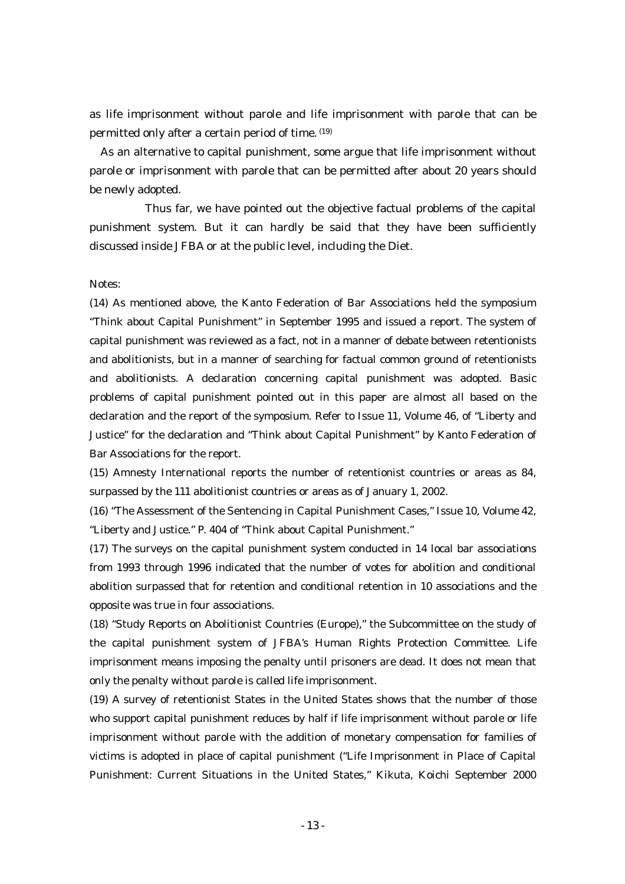as life imprisonment without parole and life imprisonment with parole that can be permitted only after a certain period of time. [19]

As an alternative to capital punishment, some argue that life imprisonment without parole or imprisonment with parole that can be permitted after about 20 years should be newly adopted.

Thus far, we have pointed out the objective factual problems of the capital punishment system. But it can hardly be said that they have been sufficiently discussed inside JFBA or at the public level, including the Diet.

Notes:

(14) As mentioned above, the Kanto Federation of Bar Associations held the symposium "Think about Capital Punishment" in September 1995 and issued a report. The system of capital punishment was reviewed as a fact, not in a manner of debate between retentionists and abolitionists, but in a manner of searching for factual common ground of retentionists and abolitionists. A declaration concerning capital punishment was adopted. Basic problems of capital punishment pointed out in this paper are almost all based on the declaration and the report of the symposium. Refer to Issue 11, Volume 46, of "Liberty and Justice" for the declaration and "Think about Capital Punishment" by Kanto Federation of Bar Associations for the report.

(15) Amnesty International reports the number of retentionist countries or areas as 84, surpassed by the 111 abolitionist countries or areas as of January 1, 2002.

(16) "The Assessment of the Sentencing in Capital Punishment Cases," Issue 10, Volume 42, "Liberty and Justice." P. 404 of "Think about Capital Punishment."

(17) The surveys on the capital punishment system conducted in 14 local bar associations from 1993 through 1996 indicated that the number of votes for abolition and conditional abolition surpassed that for retention and conditional retention in 10 associations and the opposite was true in four associations.

(18) "Study Reports on Abolitionist Countries (Europe)," the Subcommittee on the study of the capital punishment system of JFBA's Human Rights Protection Committee. Life imprisonment means imposing the penalty until prisoners are dead. It does not mean that only the penalty without parole is called life imprisonment.

(19) A survey of retentionist States in the United States shows that the number of those who support capital punishment reduces by half if life imprisonment without parole or life imprisonment without parole with the addition of monetary compensation for families of victims is adopted in place of capital punishment ("Life Imprisonment in Place of Capital Punishment: Current Situations in the United States," Kikuta, Koichi September 2000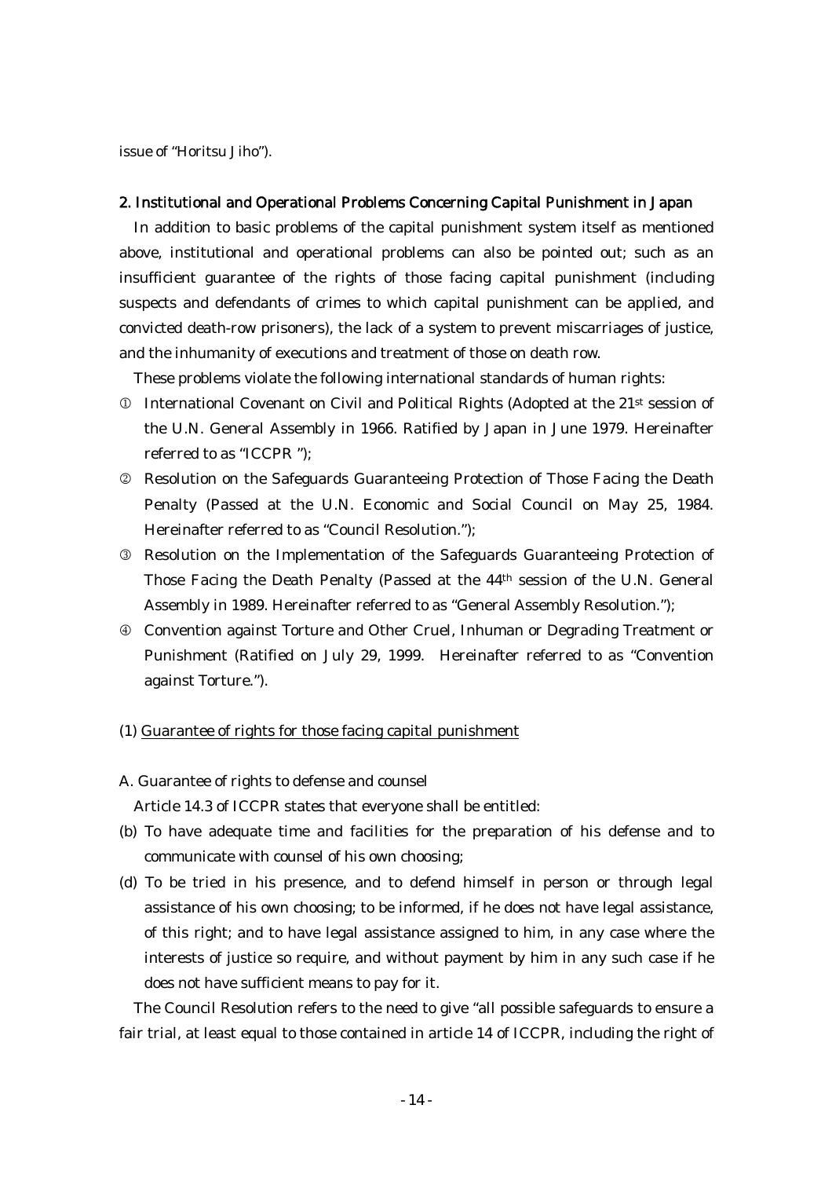issue of "Horitsu Jiho").

## 2. Institutional and Operational Problems Concerning Capital Punishment in Japan

In addition to basic problems of the capital punishment system itself as mentioned above, institutional and operational problems can also be pointed out; such as an insufficient guarantee of the rights of those facing capital punishment (including suspects and defendants of crimes to which capital punishment can be applied, and convicted death-row prisoners), the lack of a system to prevent miscarriages of justice, and the inhumanity of executions and treatment of those on death row.

These problems violate the following international standards of human rights:

① International Covenant on Civil and Political Rights (Adopted at the 21st session of the U.N. General Assembly in 1966. Ratified by Japan in June 1979. Hereinafter referred to as "ICCPR ");

② Resolution on the Safeguards Guaranteeing Protection of Those Facing the Death Penalty (Passed at the U.N. Economic and Social Council on May 25, 1984. Hereinafter referred to as "Council Resolution.");

③ Resolution on the Implementation of the Safeguards Guaranteeing Protection of Those Facing the Death Penalty (Passed at the 44th session of the U.N. General Assembly in 1989. Hereinafter referred to as "General Assembly Resolution.");

④ Convention against Torture and Other Cruel, Inhuman or Degrading Treatment or Punishment (Ratified on July 29, 1999. Hereinafter referred to as "Convention against Torture.").

### (1) Guarantee of rights for those facing capital punishment

A. Guarantee of rights to defense and counsel

Article 14.3 of ICCPR states that everyone shall be entitled:

(b) To have adequate time and facilities for the preparation of his defense and to communicate with counsel of his own choosing;

(d) To be tried in his presence, and to defend himself in person or through legal assistance of his own choosing; to be informed, if he does not have legal assistance, of this right; and to have legal assistance assigned to him, in any case where the interests of justice so require, and without payment by him in any such case if he does not have sufficient means to pay for it.

The Council Resolution refers to the need to give "all possible safeguards to ensure a fair trial, at least equal to those contained in article 14 of ICCPR, including the right of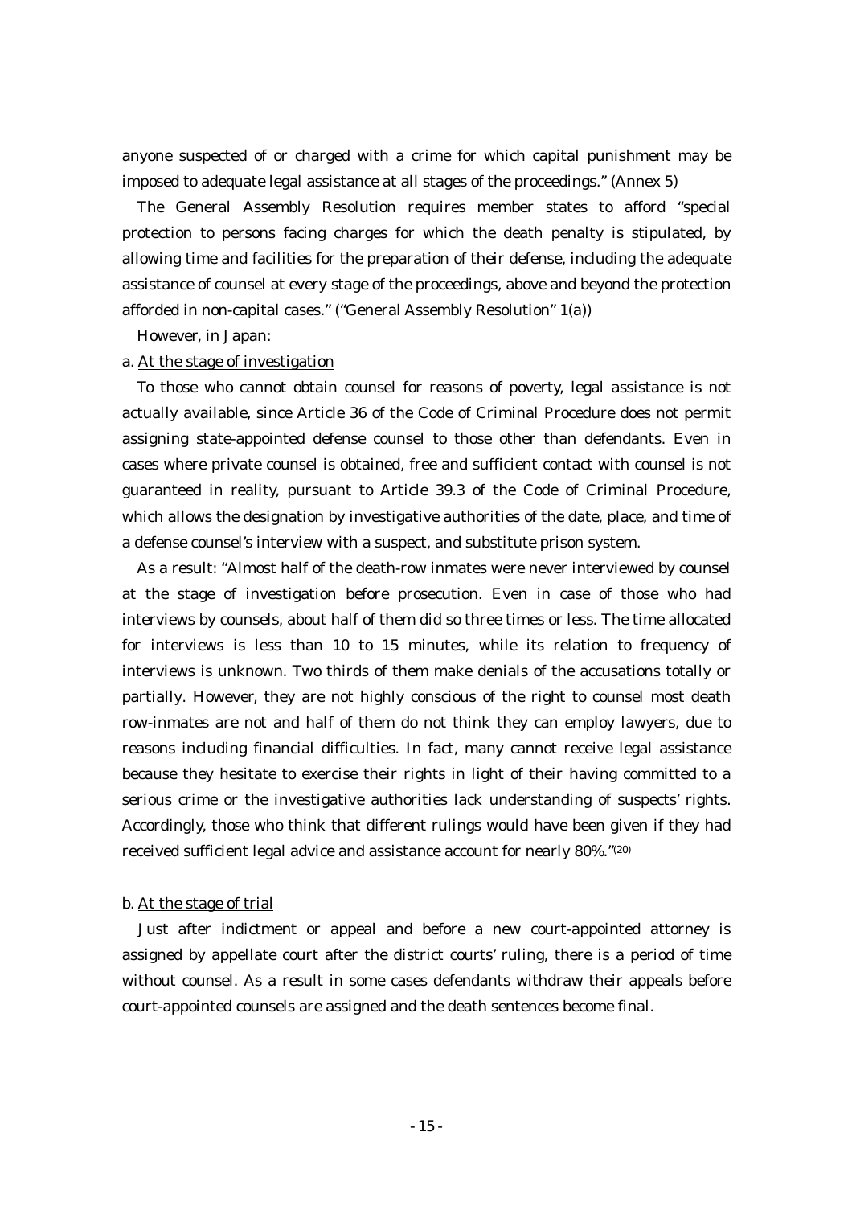anyone suspected of or charged with a crime for which capital punishment may be imposed to adequate legal assistance at all stages of the proceedings." (Annex 5)

The General Assembly Resolution requires member states to afford "special protection to persons facing charges for which the death penalty is stipulated, by allowing time and facilities for the preparation of their defense, including the adequate assistance of counsel at every stage of the proceedings, above and beyond the protection afforded in non-capital cases." ("General Assembly Resolution" 1(a))

However, in Japan:

a. <u>At the stage of investigation</u>

To those who cannot obtain counsel for reasons of poverty, legal assistance is not actually available, since Article 36 of the Code of Criminal Procedure does not permit assigning state-appointed defense counsel to those other than defendants. Even in cases where private counsel is obtained, free and sufficient contact with counsel is not guaranteed in reality, pursuant to Article 39.3 of the Code of Criminal Procedure, which allows the designation by investigative authorities of the date, place, and time of a defense counsel's interview with a suspect, and substitute prison system.

As a result: "Almost half of the death-row inmates were never interviewed by counsel at the stage of investigation before prosecution. Even in case of those who had interviews by counsels, about half of them did so three times or less. The time allocated for interviews is less than 10 to 15 minutes, while its relation to frequency of interviews is unknown. Two thirds of them make denials of the accusations totally or partially. However, they are not highly conscious of the right to counsel most death row-inmates are not and half of them do not think they can employ lawyers, due to reasons including financial difficulties. In fact, many cannot receive legal assistance because they hesitate to exercise their rights in light of their having committed to a serious crime or the investigative authorities lack understanding of suspects' rights. Accordingly, those who think that different rulings would have been given if they had received sufficient legal advice and assistance account for nearly 80%."[20]

b. <u>At the stage of trial</u>

Just after indictment or appeal and before a new court-appointed attorney is assigned by appellate court after the district courts' ruling, there is a period of time without counsel. As a result in some cases defendants withdraw their appeals before court-appointed counsels are assigned and the death sentences become final.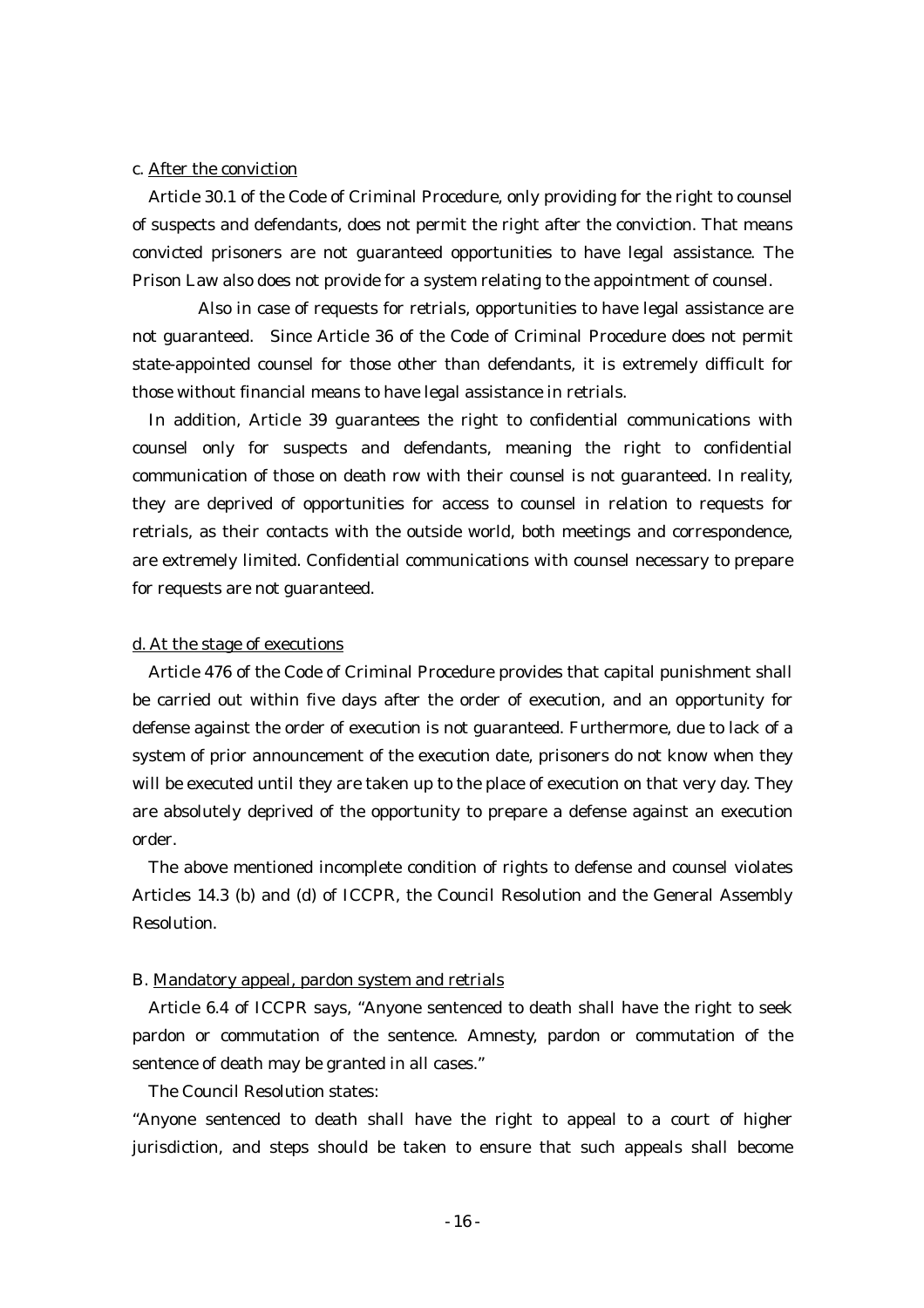c. After the conviction

Article 30.1 of the Code of Criminal Procedure, only providing for the right to counsel of suspects and defendants, does not permit the right after the conviction. That means convicted prisoners are not guaranteed opportunities to have legal assistance. The Prison Law also does not provide for a system relating to the appointment of counsel.

Also in case of requests for retrials, opportunities to have legal assistance are not guaranteed. Since Article 36 of the Code of Criminal Procedure does not permit state-appointed counsel for those other than defendants, it is extremely difficult for those without financial means to have legal assistance in retrials.

In addition, Article 39 guarantees the right to confidential communications with counsel only for suspects and defendants, meaning the right to confidential communication of those on death row with their counsel is not guaranteed. In reality, they are deprived of opportunities for access to counsel in relation to requests for retrials, as their contacts with the outside world, both meetings and correspondence, are extremely limited. Confidential communications with counsel necessary to prepare for requests are not guaranteed.

d. At the stage of executions

Article 476 of the Code of Criminal Procedure provides that capital punishment shall be carried out within five days after the order of execution, and an opportunity for defense against the order of execution is not guaranteed. Furthermore, due to lack of a system of prior announcement of the execution date, prisoners do not know when they will be executed until they are taken up to the place of execution on that very day. They are absolutely deprived of the opportunity to prepare a defense against an execution order.

The above mentioned incomplete condition of rights to defense and counsel violates Articles 14.3 (b) and (d) of ICCPR, the Council Resolution and the General Assembly Resolution.

B. Mandatory appeal, pardon system and retrials

Article 6.4 of ICCPR says, "Anyone sentenced to death shall have the right to seek pardon or commutation of the sentence. Amnesty, pardon or commutation of the sentence of death may be granted in all cases."

The Council Resolution states:

"Anyone sentenced to death shall have the right to appeal to a court of higher jurisdiction, and steps should be taken to ensure that such appeals shall become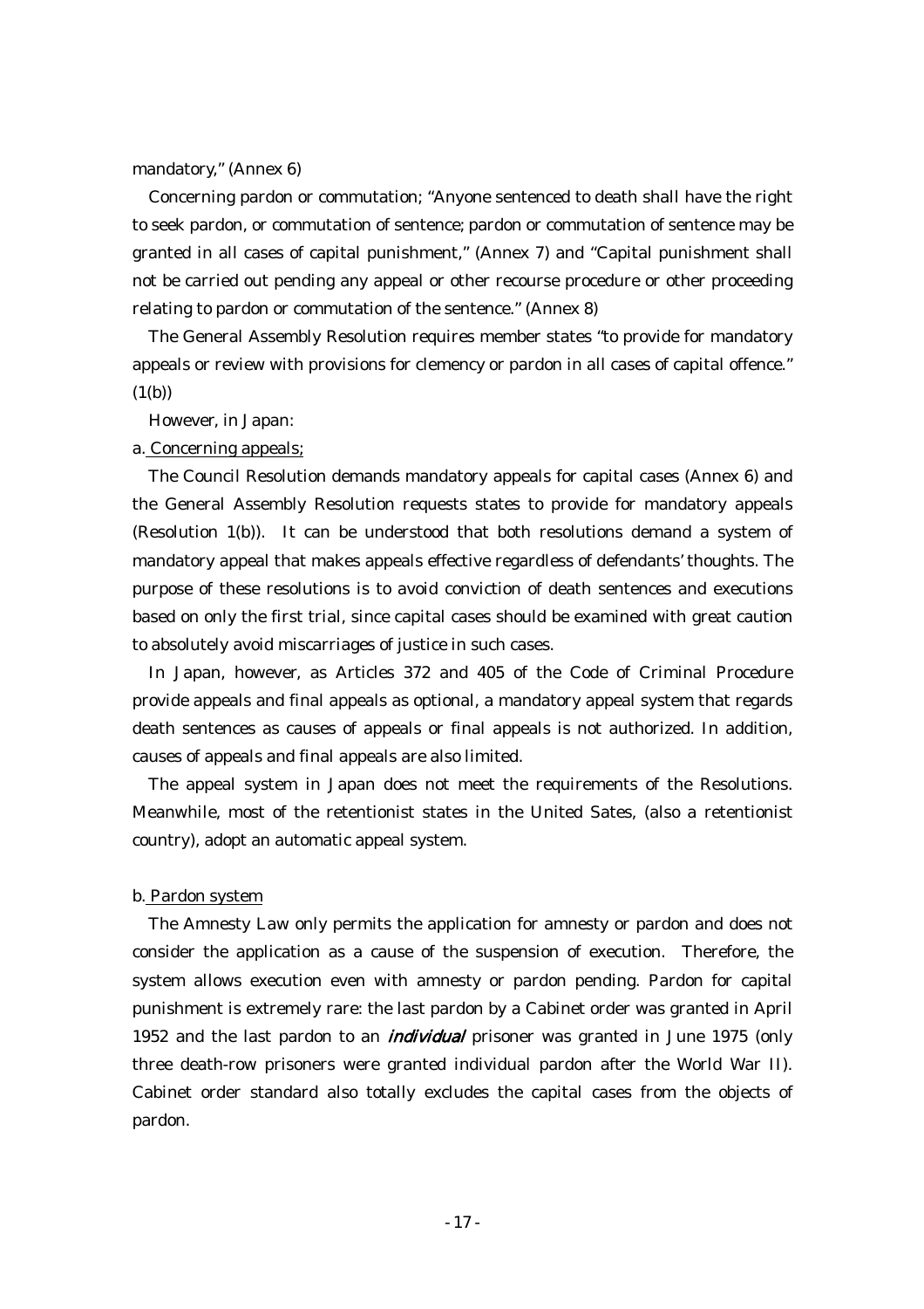mandatory," (Annex 6)

Concerning pardon or commutation; "Anyone sentenced to death shall have the right to seek pardon, or commutation of sentence; pardon or commutation of sentence may be granted in all cases of capital punishment," (Annex 7) and "Capital punishment shall not be carried out pending any appeal or other recourse procedure or other proceeding relating to pardon or commutation of the sentence." (Annex 8)

The General Assembly Resolution requires member states "to provide for mandatory appeals or review with provisions for clemency or pardon in all cases of capital offence." (1(b))

However, in Japan:

a. Concerning appeals;

The Council Resolution demands mandatory appeals for capital cases (Annex 6) and the General Assembly Resolution requests states to provide for mandatory appeals (Resolution 1(b)). It can be understood that both resolutions demand a system of mandatory appeal that makes appeals effective regardless of defendants' thoughts. The purpose of these resolutions is to avoid conviction of death sentences and executions based on only the first trial, since capital cases should be examined with great caution to absolutely avoid miscarriages of justice in such cases.

In Japan, however, as Articles 372 and 405 of the Code of Criminal Procedure provide appeals and final appeals as optional, a mandatory appeal system that regards death sentences as causes of appeals or final appeals is not authorized. In addition, causes of appeals and final appeals are also limited.

The appeal system in Japan does not meet the requirements of the Resolutions. Meanwhile, most of the retentionist states in the United Sates, (also a retentionist country), adopt an automatic appeal system.

b. Pardon system

The Amnesty Law only permits the application for amnesty or pardon and does not consider the application as a cause of the suspension of execution. Therefore, the system allows execution even with amnesty or pardon pending. Pardon for capital punishment is extremely rare: the last pardon by a Cabinet order was granted in April 1952 and the last pardon to an ***individual*** prisoner was granted in June 1975 (only three death-row prisoners were granted individual pardon after the World War II). Cabinet order standard also totally excludes the capital cases from the objects of pardon.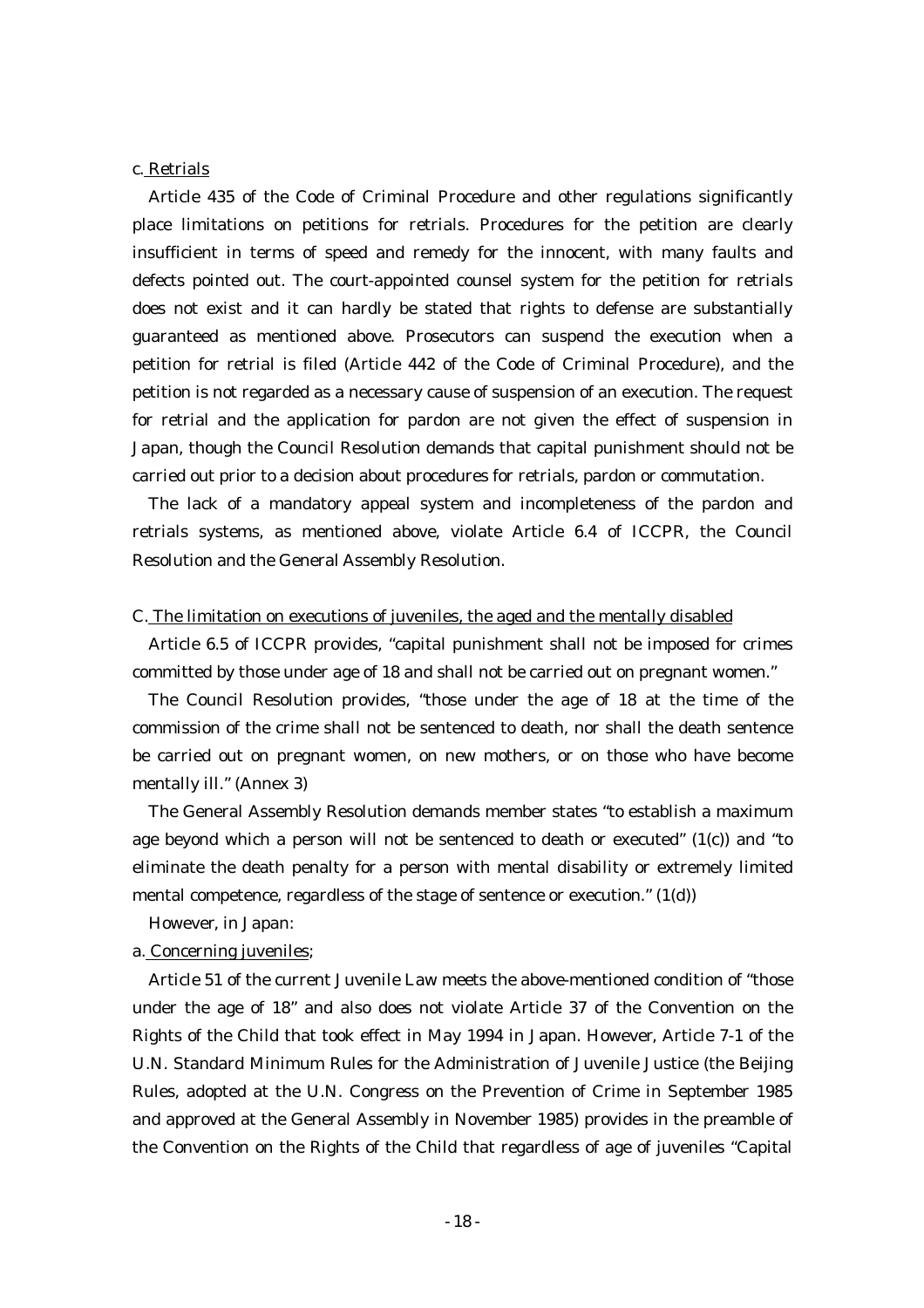c. Retrials

Article 435 of the Code of Criminal Procedure and other regulations significantly place limitations on petitions for retrials. Procedures for the petition are clearly insufficient in terms of speed and remedy for the innocent, with many faults and defects pointed out. The court-appointed counsel system for the petition for retrials does not exist and it can hardly be stated that rights to defense are substantially guaranteed as mentioned above. Prosecutors can suspend the execution when a petition for retrial is filed (Article 442 of the Code of Criminal Procedure), and the petition is not regarded as a necessary cause of suspension of an execution. The request for retrial and the application for pardon are not given the effect of suspension in Japan, though the Council Resolution demands that capital punishment should not be carried out prior to a decision about procedures for retrials, pardon or commutation.

The lack of a mandatory appeal system and incompleteness of the pardon and retrials systems, as mentioned above, violate Article 6.4 of ICCPR, the Council Resolution and the General Assembly Resolution.

C. The limitation on executions of juveniles, the aged and the mentally disabled

Article 6.5 of ICCPR provides, "capital punishment shall not be imposed for crimes committed by those under age of 18 and shall not be carried out on pregnant women."

The Council Resolution provides, "those under the age of 18 at the time of the commission of the crime shall not be sentenced to death, nor shall the death sentence be carried out on pregnant women, on new mothers, or on those who have become mentally ill." (Annex 3)

The General Assembly Resolution demands member states "to establish a maximum age beyond which a person will not be sentenced to death or executed" (1(c)) and "to eliminate the death penalty for a person with mental disability or extremely limited mental competence, regardless of the stage of sentence or execution." (1(d))

However, in Japan:

a. Concerning juveniles;

Article 51 of the current Juvenile Law meets the above-mentioned condition of "those under the age of 18" and also does not violate Article 37 of the Convention on the Rights of the Child that took effect in May 1994 in Japan. However, Article 7-1 of the U.N. Standard Minimum Rules for the Administration of Juvenile Justice (the Beijing Rules, adopted at the U.N. Congress on the Prevention of Crime in September 1985 and approved at the General Assembly in November 1985) provides in the preamble of the Convention on the Rights of the Child that regardless of age of juveniles "Capital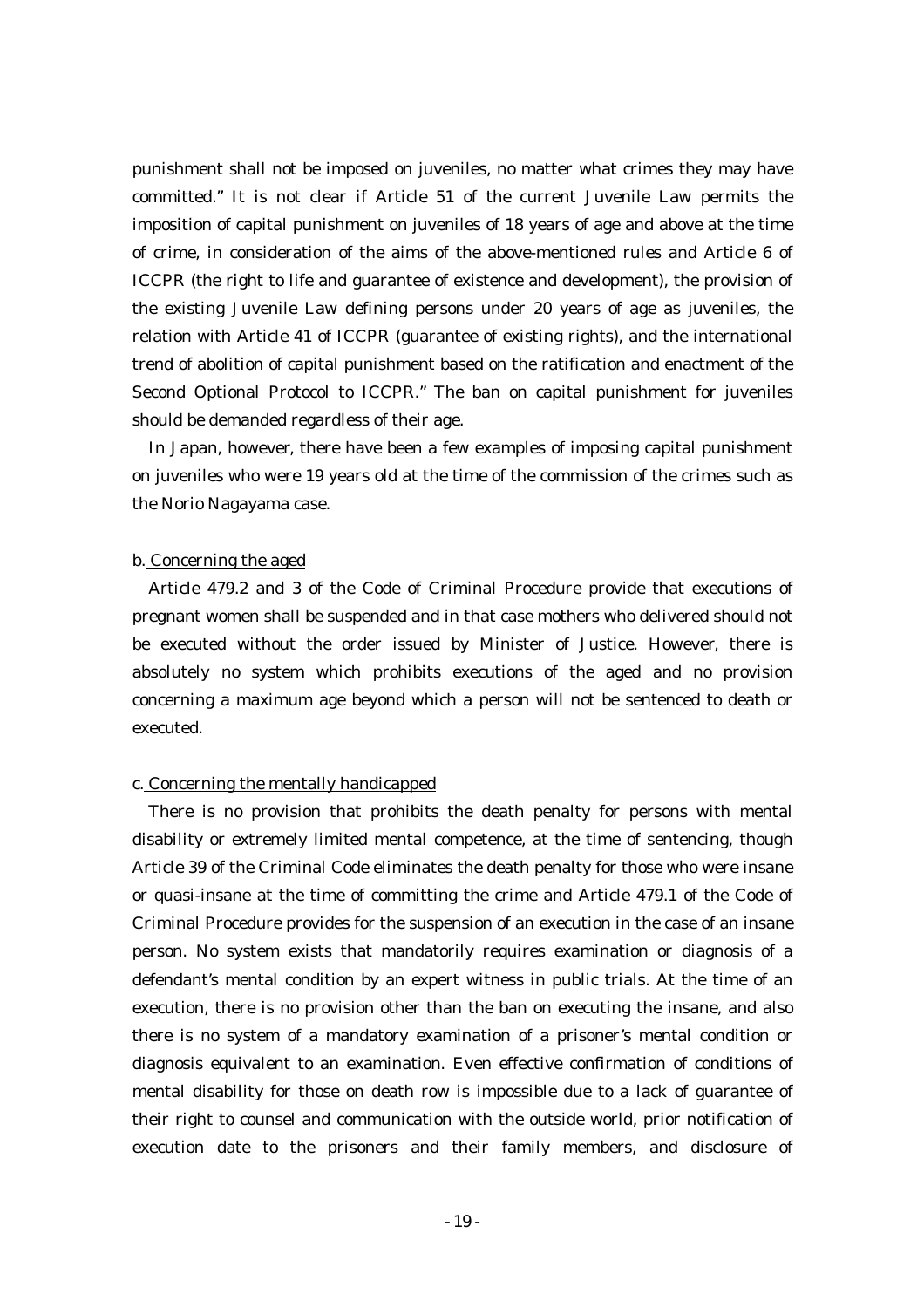punishment shall not be imposed on juveniles, no matter what crimes they may have committed." It is not clear if Article 51 of the current Juvenile Law permits the imposition of capital punishment on juveniles of 18 years of age and above at the time of crime, in consideration of the aims of the above-mentioned rules and Article 6 of ICCPR (the right to life and guarantee of existence and development), the provision of the existing Juvenile Law defining persons under 20 years of age as juveniles, the relation with Article 41 of ICCPR (guarantee of existing rights), and the international trend of abolition of capital punishment based on the ratification and enactment of the Second Optional Protocol to ICCPR." The ban on capital punishment for juveniles should be demanded regardless of their age.

In Japan, however, there have been a few examples of imposing capital punishment on juveniles who were 19 years old at the time of the commission of the crimes such as the Norio Nagayama case.

b. <u>Concerning the aged</u>

Article 479.2 and 3 of the Code of Criminal Procedure provide that executions of pregnant women shall be suspended and in that case mothers who delivered should not be executed without the order issued by Minister of Justice. However, there is absolutely no system which prohibits executions of the aged and no provision concerning a maximum age beyond which a person will not be sentenced to death or executed.

c. <u>Concerning the mentally handicapped</u>

There is no provision that prohibits the death penalty for persons with mental disability or extremely limited mental competence, at the time of sentencing, though Article 39 of the Criminal Code eliminates the death penalty for those who were insane or quasi-insane at the time of committing the crime and Article 479.1 of the Code of Criminal Procedure provides for the suspension of an execution in the case of an insane person. No system exists that mandatorily requires examination or diagnosis of a defendant's mental condition by an expert witness in public trials. At the time of an execution, there is no provision other than the ban on executing the insane, and also there is no system of a mandatory examination of a prisoner's mental condition or diagnosis equivalent to an examination. Even effective confirmation of conditions of mental disability for those on death row is impossible due to a lack of guarantee of their right to counsel and communication with the outside world, prior notification of execution date to the prisoners and their family members, and disclosure of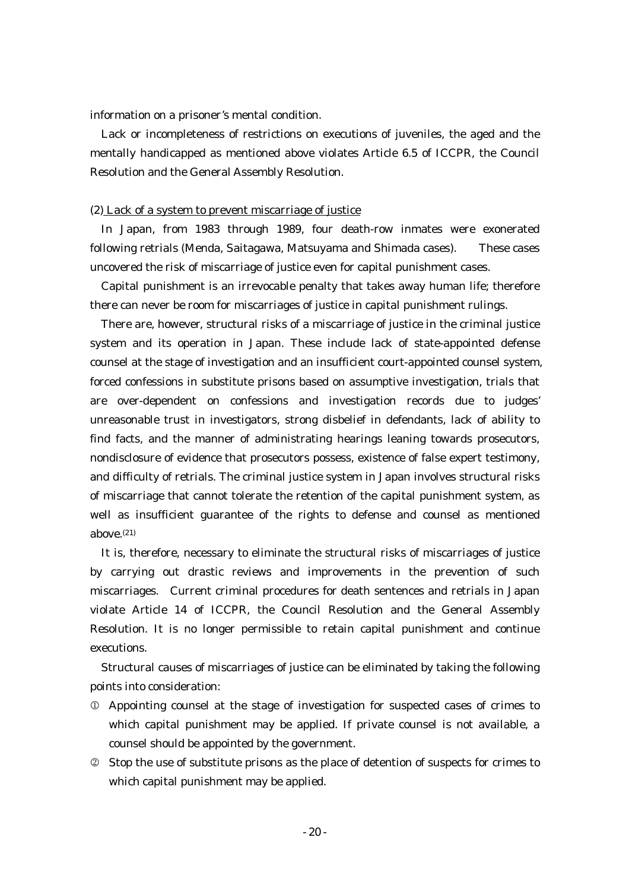information on a prisoner's mental condition.

Lack or incompleteness of restrictions on executions of juveniles, the aged and the mentally handicapped as mentioned above violates Article 6.5 of ICCPR, the Council Resolution and the General Assembly Resolution.

(2) <u>Lack of a system to prevent miscarriage of justice</u>

In Japan, from 1983 through 1989, four death-row inmates were exonerated following retrials (Menda, Saitagawa, Matsuyama and Shimada cases). These cases uncovered the risk of miscarriage of justice even for capital punishment cases.

Capital punishment is an irrevocable penalty that takes away human life; therefore there can never be room for miscarriages of justice in capital punishment rulings.

There are, however, structural risks of a miscarriage of justice in the criminal justice system and its operation in Japan. These include lack of state-appointed defense counsel at the stage of investigation and an insufficient court-appointed counsel system, forced confessions in substitute prisons based on assumptive investigation, trials that are over-dependent on confessions and investigation records due to judges' unreasonable trust in investigators, strong disbelief in defendants, lack of ability to find facts, and the manner of administrating hearings leaning towards prosecutors, nondisclosure of evidence that prosecutors possess, existence of false expert testimony, and difficulty of retrials. The criminal justice system in Japan involves structural risks of miscarriage that cannot tolerate the retention of the capital punishment system, as well as insufficient guarantee of the rights to defense and counsel as mentioned above.(21)

It is, therefore, necessary to eliminate the structural risks of miscarriages of justice by carrying out drastic reviews and improvements in the prevention of such miscarriages. Current criminal procedures for death sentences and retrials in Japan violate Article 14 of ICCPR, the Council Resolution and the General Assembly Resolution. It is no longer permissible to retain capital punishment and continue executions.

Structural causes of miscarriages of justice can be eliminated by taking the following points into consideration:

① Appointing counsel at the stage of investigation for suspected cases of crimes to which capital punishment may be applied. If private counsel is not available, a counsel should be appointed by the government.

② Stop the use of substitute prisons as the place of detention of suspects for crimes to which capital punishment may be applied.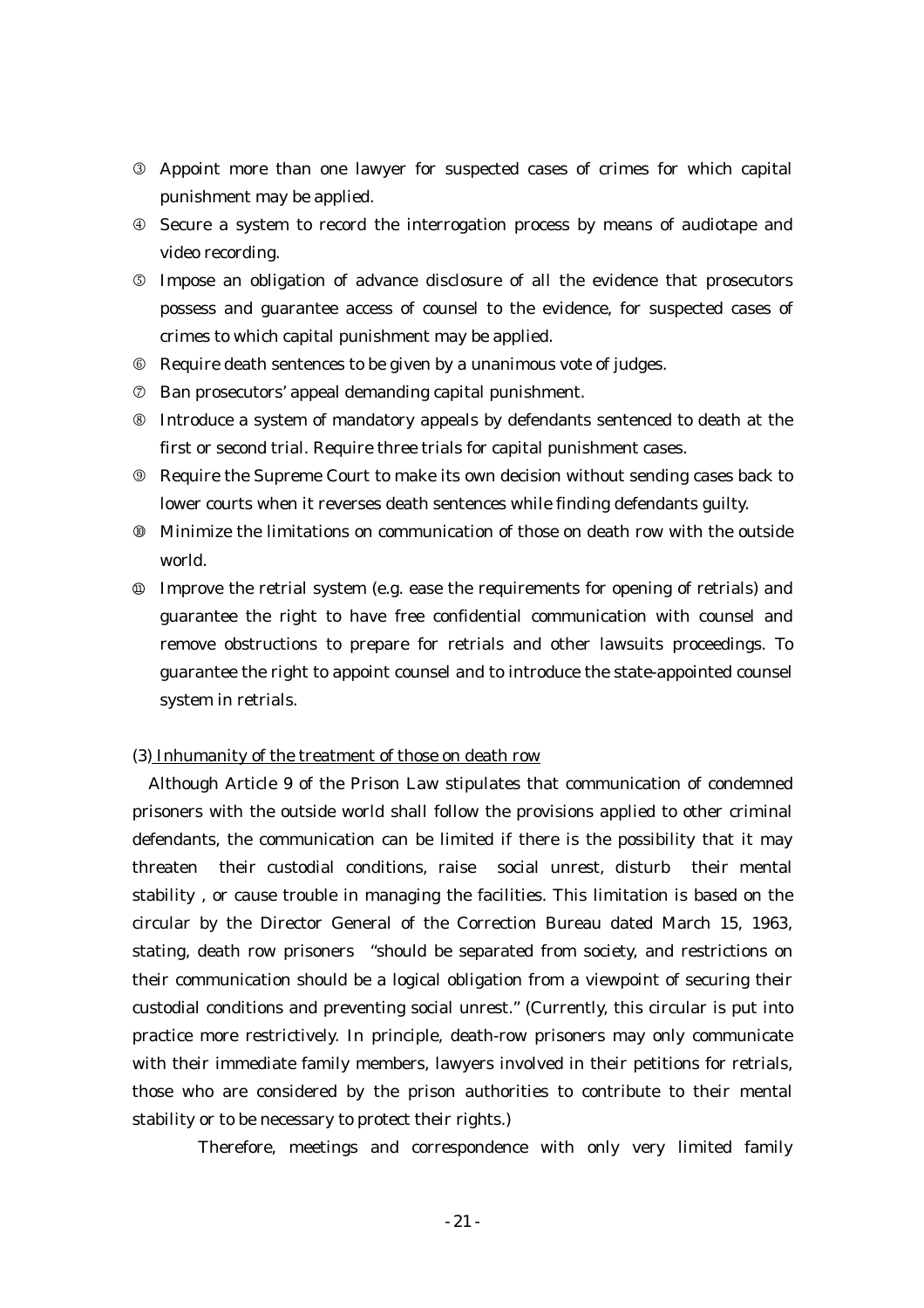③ Appoint more than one lawyer for suspected cases of crimes for which capital punishment may be applied.

④ Secure a system to record the interrogation process by means of audiotape and video recording.

⑤ Impose an obligation of advance disclosure of all the evidence that prosecutors possess and guarantee access of counsel to the evidence, for suspected cases of crimes to which capital punishment may be applied.

⑥ Require death sentences to be given by a unanimous vote of judges.

⑦ Ban prosecutors' appeal demanding capital punishment.

⑧ Introduce a system of mandatory appeals by defendants sentenced to death at the first or second trial. Require three trials for capital punishment cases.

⑨ Require the Supreme Court to make its own decision without sending cases back to lower courts when it reverses death sentences while finding defendants guilty.

⑩ Minimize the limitations on communication of those on death row with the outside world.

⑪ Improve the retrial system (e.g. ease the requirements for opening of retrials) and guarantee the right to have free confidential communication with counsel and remove obstructions to prepare for retrials and other lawsuits proceedings. To guarantee the right to appoint counsel and to introduce the state-appointed counsel system in retrials.

(3) Inhumanity of the treatment of those on death row

Although Article 9 of the Prison Law stipulates that communication of condemned prisoners with the outside world shall follow the provisions applied to other criminal defendants, the communication can be limited if there is the possibility that it may threaten their custodial conditions, raise social unrest, disturb their mental stability , or cause trouble in managing the facilities. This limitation is based on the circular by the Director General of the Correction Bureau dated March 15, 1963, stating, death row prisoners "should be separated from society, and restrictions on their communication should be a logical obligation from a viewpoint of securing their custodial conditions and preventing social unrest." (Currently, this circular is put into practice more restrictively. In principle, death-row prisoners may only communicate with their immediate family members, lawyers involved in their petitions for retrials, those who are considered by the prison authorities to contribute to their mental stability or to be necessary to protect their rights.)

Therefore, meetings and correspondence with only very limited family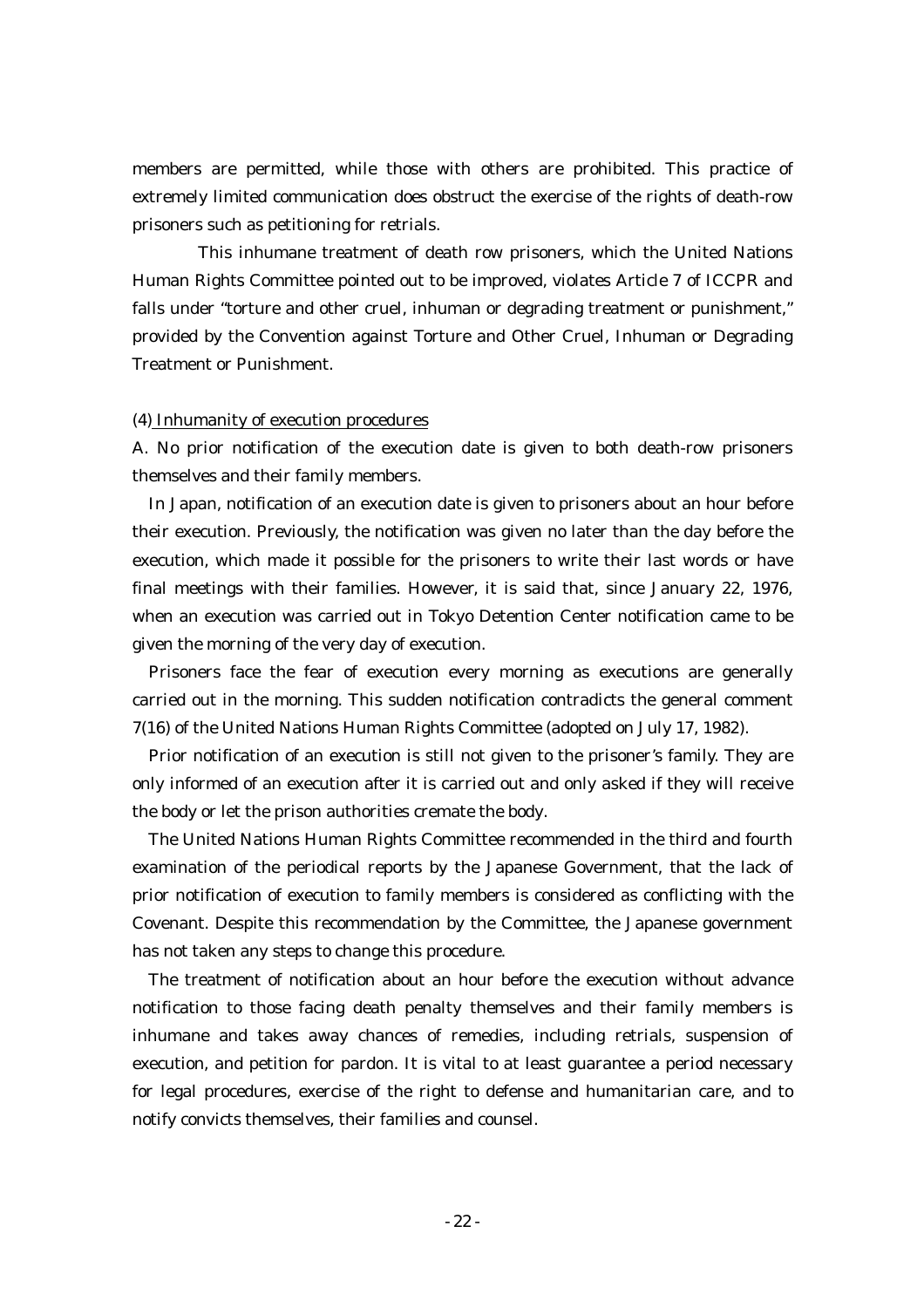members are permitted, while those with others are prohibited. This practice of extremely limited communication does obstruct the exercise of the rights of death-row prisoners such as petitioning for retrials.

This inhumane treatment of death row prisoners, which the United Nations Human Rights Committee pointed out to be improved, violates Article 7 of ICCPR and falls under "torture and other cruel, inhuman or degrading treatment or punishment," provided by the Convention against Torture and Other Cruel, Inhuman or Degrading Treatment or Punishment.

(4) Inhumanity of execution procedures

A. No prior notification of the execution date is given to both death-row prisoners themselves and their family members.

In Japan, notification of an execution date is given to prisoners about an hour before their execution. Previously, the notification was given no later than the day before the execution, which made it possible for the prisoners to write their last words or have final meetings with their families. However, it is said that, since January 22, 1976, when an execution was carried out in Tokyo Detention Center notification came to be given the morning of the very day of execution.

Prisoners face the fear of execution every morning as executions are generally carried out in the morning. This sudden notification contradicts the general comment 7(16) of the United Nations Human Rights Committee (adopted on July 17, 1982).

Prior notification of an execution is still not given to the prisoner's family. They are only informed of an execution after it is carried out and only asked if they will receive the body or let the prison authorities cremate the body.

The United Nations Human Rights Committee recommended in the third and fourth examination of the periodical reports by the Japanese Government, that the lack of prior notification of execution to family members is considered as conflicting with the Covenant. Despite this recommendation by the Committee, the Japanese government has not taken any steps to change this procedure.

The treatment of notification about an hour before the execution without advance notification to those facing death penalty themselves and their family members is inhumane and takes away chances of remedies, including retrials, suspension of execution, and petition for pardon. It is vital to at least guarantee a period necessary for legal procedures, exercise of the right to defense and humanitarian care, and to notify convicts themselves, their families and counsel.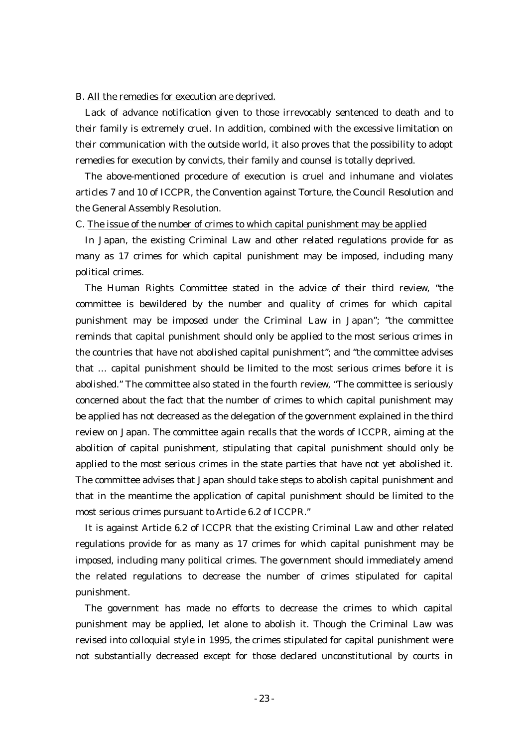B. <u>All the remedies for execution are deprived.</u>

Lack of advance notification given to those irrevocably sentenced to death and to their family is extremely cruel. In addition, combined with the excessive limitation on their communication with the outside world, it also proves that the possibility to adopt remedies for execution by convicts, their family and counsel is totally deprived.

The above-mentioned procedure of execution is cruel and inhumane and violates articles 7 and 10 of ICCPR, the Convention against Torture, the Council Resolution and the General Assembly Resolution.

C. <u>The issue of the number of crimes to which capital punishment may be applied</u>

In Japan, the existing Criminal Law and other related regulations provide for as many as 17 crimes for which capital punishment may be imposed, including many political crimes.

The Human Rights Committee stated in the advice of their third review, "the committee is bewildered by the number and quality of crimes for which capital punishment may be imposed under the Criminal Law in Japan"; "the committee reminds that capital punishment should only be applied to the most serious crimes in the countries that have not abolished capital punishment"; and "the committee advises that … capital punishment should be limited to the most serious crimes before it is abolished." The committee also stated in the fourth review, "The committee is seriously concerned about the fact that the number of crimes to which capital punishment may be applied has not decreased as the delegation of the government explained in the third review on Japan. The committee again recalls that the words of ICCPR, aiming at the abolition of capital punishment, stipulating that capital punishment should only be applied to the most serious crimes in the state parties that have not yet abolished it. The committee advises that Japan should take steps to abolish capital punishment and that in the meantime the application of capital punishment should be limited to the most serious crimes pursuant to Article 6.2 of ICCPR."

It is against Article 6.2 of ICCPR that the existing Criminal Law and other related regulations provide for as many as 17 crimes for which capital punishment may be imposed, including many political crimes. The government should immediately amend the related regulations to decrease the number of crimes stipulated for capital punishment.

The government has made no efforts to decrease the crimes to which capital punishment may be applied, let alone to abolish it. Though the Criminal Law was revised into colloquial style in 1995, the crimes stipulated for capital punishment were not substantially decreased except for those declared unconstitutional by courts in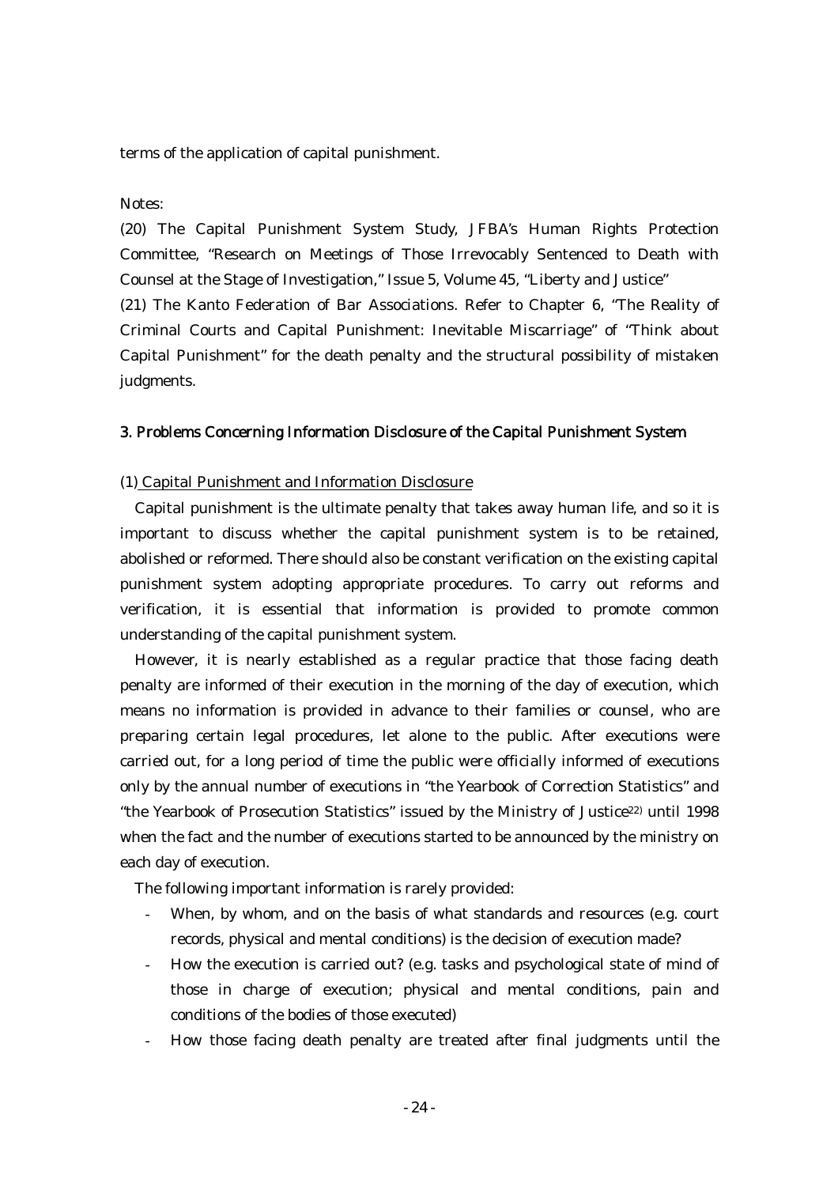terms of the application of capital punishment.

Notes:

(20) The Capital Punishment System Study, JFBA's Human Rights Protection Committee, "Research on Meetings of Those Irrevocably Sentenced to Death with Counsel at the Stage of Investigation," Issue 5, Volume 45, "Liberty and Justice"

(21) The Kanto Federation of Bar Associations. Refer to Chapter 6, "The Reality of Criminal Courts and Capital Punishment: Inevitable Miscarriage" of "Think about Capital Punishment" for the death penalty and the structural possibility of mistaken judgments.

### 3. Problems Concerning Information Disclosure of the Capital Punishment System

#### (1) Capital Punishment and Information Disclosure

Capital punishment is the ultimate penalty that takes away human life, and so it is important to discuss whether the capital punishment system is to be retained, abolished or reformed. There should also be constant verification on the existing capital punishment system adopting appropriate procedures. To carry out reforms and verification, it is essential that information is provided to promote common understanding of the capital punishment system.

However, it is nearly established as a regular practice that those facing death penalty are informed of their execution in the morning of the day of execution, which means no information is provided in advance to their families or counsel, who are preparing certain legal procedures, let alone to the public. After executions were carried out, for a long period of time the public were officially informed of executions only by the annual number of executions in "the Yearbook of Correction Statistics" and "the Yearbook of Prosecution Statistics" issued by the Ministry of Justice[22] until 1998 when the fact and the number of executions started to be announced by the ministry on each day of execution.

The following important information is rarely provided:

- When, by whom, and on the basis of what standards and resources (e.g. court records, physical and mental conditions) is the decision of execution made?
- How the execution is carried out? (e.g. tasks and psychological state of mind of those in charge of execution; physical and mental conditions, pain and conditions of the bodies of those executed)
- How those facing death penalty are treated after final judgments until the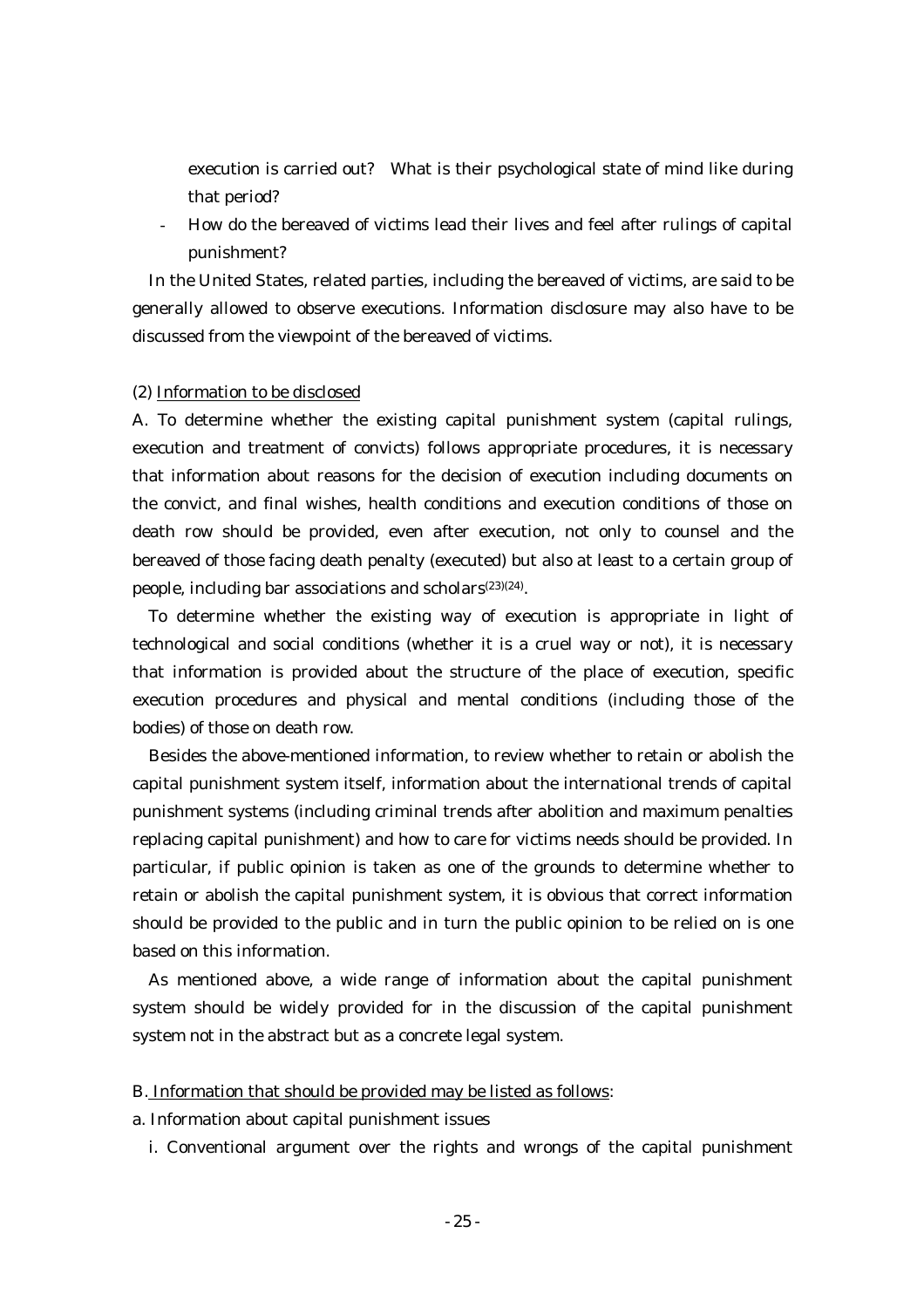execution is carried out? What is their psychological state of mind like during that period?

- How do the bereaved of victims lead their lives and feel after rulings of capital punishment?

In the United States, related parties, including the bereaved of victims, are said to be generally allowed to observe executions. Information disclosure may also have to be discussed from the viewpoint of the bereaved of victims.

(2) Information to be disclosed

A. To determine whether the existing capital punishment system (capital rulings, execution and treatment of convicts) follows appropriate procedures, it is necessary that information about reasons for the decision of execution including documents on the convict, and final wishes, health conditions and execution conditions of those on death row should be provided, even after execution, not only to counsel and the bereaved of those facing death penalty (executed) but also at least to a certain group of people, including bar associations and scholars[(23)(24)].

To determine whether the existing way of execution is appropriate in light of technological and social conditions (whether it is a cruel way or not), it is necessary that information is provided about the structure of the place of execution, specific execution procedures and physical and mental conditions (including those of the bodies) of those on death row.

Besides the above-mentioned information, to review whether to retain or abolish the capital punishment system itself, information about the international trends of capital punishment systems (including criminal trends after abolition and maximum penalties replacing capital punishment) and how to care for victims needs should be provided. In particular, if public opinion is taken as one of the grounds to determine whether to retain or abolish the capital punishment system, it is obvious that correct information should be provided to the public and in turn the public opinion to be relied on is one based on this information.

As mentioned above, a wide range of information about the capital punishment system should be widely provided for in the discussion of the capital punishment system not in the abstract but as a concrete legal system.

B. Information that should be provided may be listed as follows:

a. Information about capital punishment issues

i. Conventional argument over the rights and wrongs of the capital punishment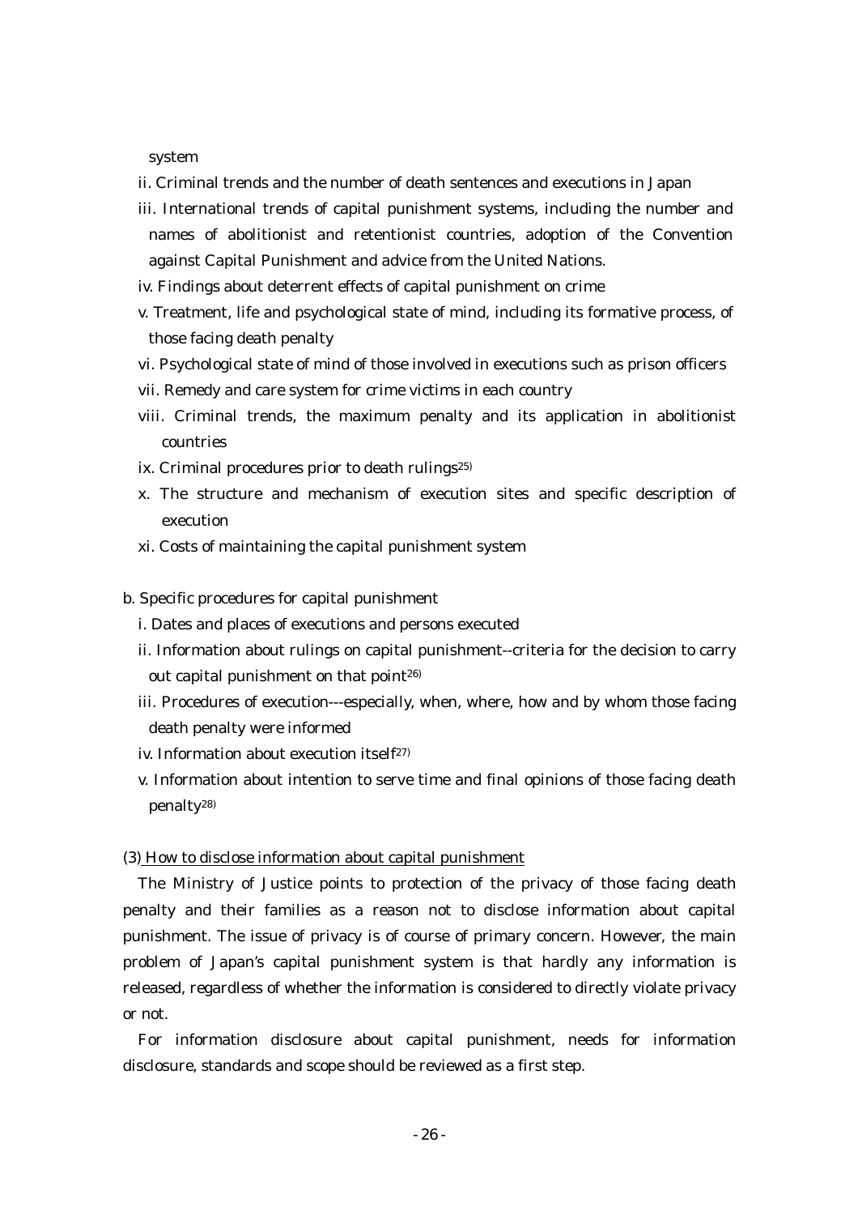system

ii. Criminal trends and the number of death sentences and executions in Japan

iii. International trends of capital punishment systems, including the number and names of abolitionist and retentionist countries, adoption of the Convention against Capital Punishment and advice from the United Nations.

iv. Findings about deterrent effects of capital punishment on crime

v. Treatment, life and psychological state of mind, including its formative process, of those facing death penalty

vi. Psychological state of mind of those involved in executions such as prison officers

vii. Remedy and care system for crime victims in each country

viii. Criminal trends, the maximum penalty and its application in abolitionist countries

ix. Criminal procedures prior to death rulings[25)]

x. The structure and mechanism of execution sites and specific description of execution

xi. Costs of maintaining the capital punishment system

b. Specific procedures for capital punishment

i. Dates and places of executions and persons executed

ii. Information about rulings on capital punishment--criteria for the decision to carry out capital punishment on that point[26)]

iii. Procedures of execution---especially, when, where, how and by whom those facing death penalty were informed

iv. Information about execution itself[27)]

v. Information about intention to serve time and final opinions of those facing death penalty[28)]

(3) <u>How to disclose information about capital punishment</u>

The Ministry of Justice points to protection of the privacy of those facing death penalty and their families as a reason not to disclose information about capital punishment. The issue of privacy is of course of primary concern. However, the main problem of Japan's capital punishment system is that hardly any information is released, regardless of whether the information is considered to directly violate privacy or not.

For information disclosure about capital punishment, needs for information disclosure, standards and scope should be reviewed as a first step.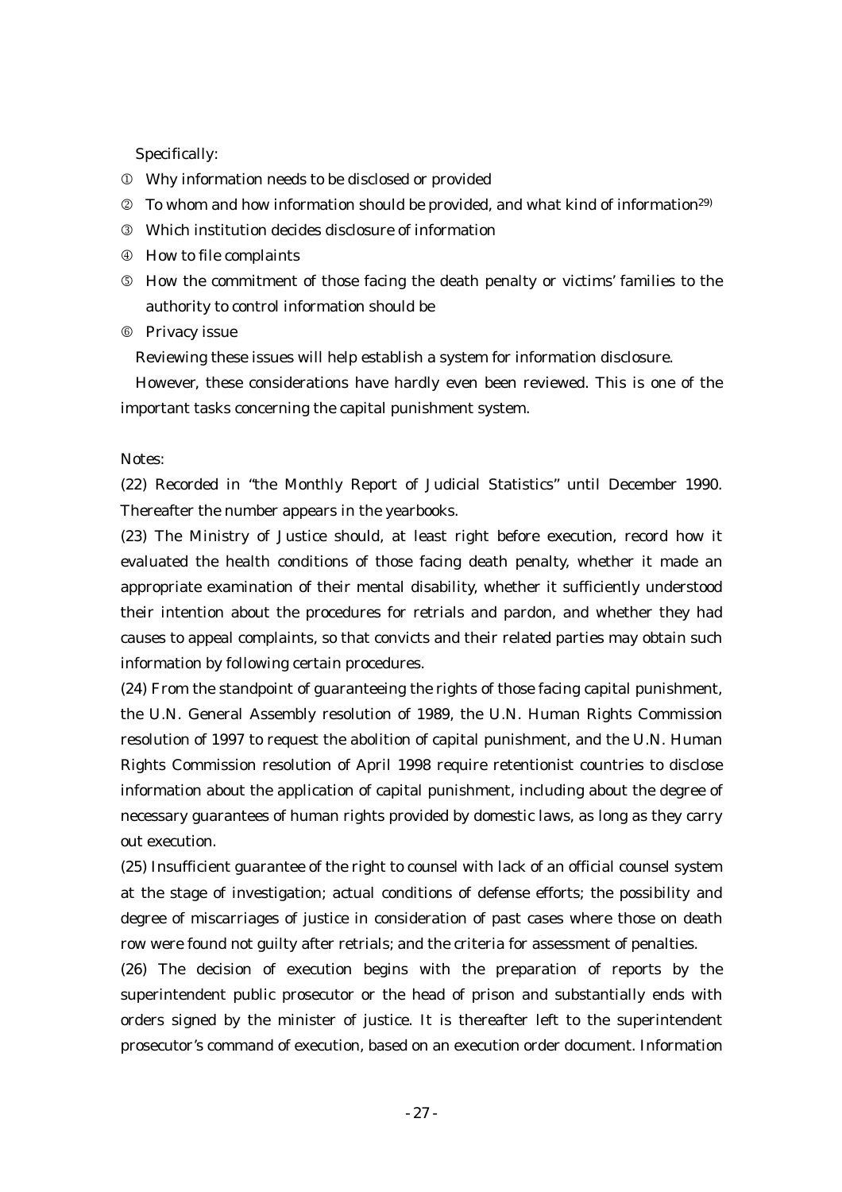Specifically:

① Why information needs to be disclosed or provided

② To whom and how information should be provided, and what kind of information[29]

③ Which institution decides disclosure of information

④ How to file complaints

⑤ How the commitment of those facing the death penalty or victims' families to the authority to control information should be

⑥ Privacy issue

Reviewing these issues will help establish a system for information disclosure.

However, these considerations have hardly even been reviewed. This is one of the important tasks concerning the capital punishment system.

Notes:

(22) Recorded in "the Monthly Report of Judicial Statistics" until December 1990. Thereafter the number appears in the yearbooks.

(23) The Ministry of Justice should, at least right before execution, record how it evaluated the health conditions of those facing death penalty, whether it made an appropriate examination of their mental disability, whether it sufficiently understood their intention about the procedures for retrials and pardon, and whether they had causes to appeal complaints, so that convicts and their related parties may obtain such information by following certain procedures.

(24) From the standpoint of guaranteeing the rights of those facing capital punishment, the U.N. General Assembly resolution of 1989, the U.N. Human Rights Commission resolution of 1997 to request the abolition of capital punishment, and the U.N. Human Rights Commission resolution of April 1998 require retentionist countries to disclose information about the application of capital punishment, including about the degree of necessary guarantees of human rights provided by domestic laws, as long as they carry out execution.

(25) Insufficient guarantee of the right to counsel with lack of an official counsel system at the stage of investigation; actual conditions of defense efforts; the possibility and degree of miscarriages of justice in consideration of past cases where those on death row were found not guilty after retrials; and the criteria for assessment of penalties.

(26) The decision of execution begins with the preparation of reports by the superintendent public prosecutor or the head of prison and substantially ends with orders signed by the minister of justice. It is thereafter left to the superintendent prosecutor's command of execution, based on an execution order document. Information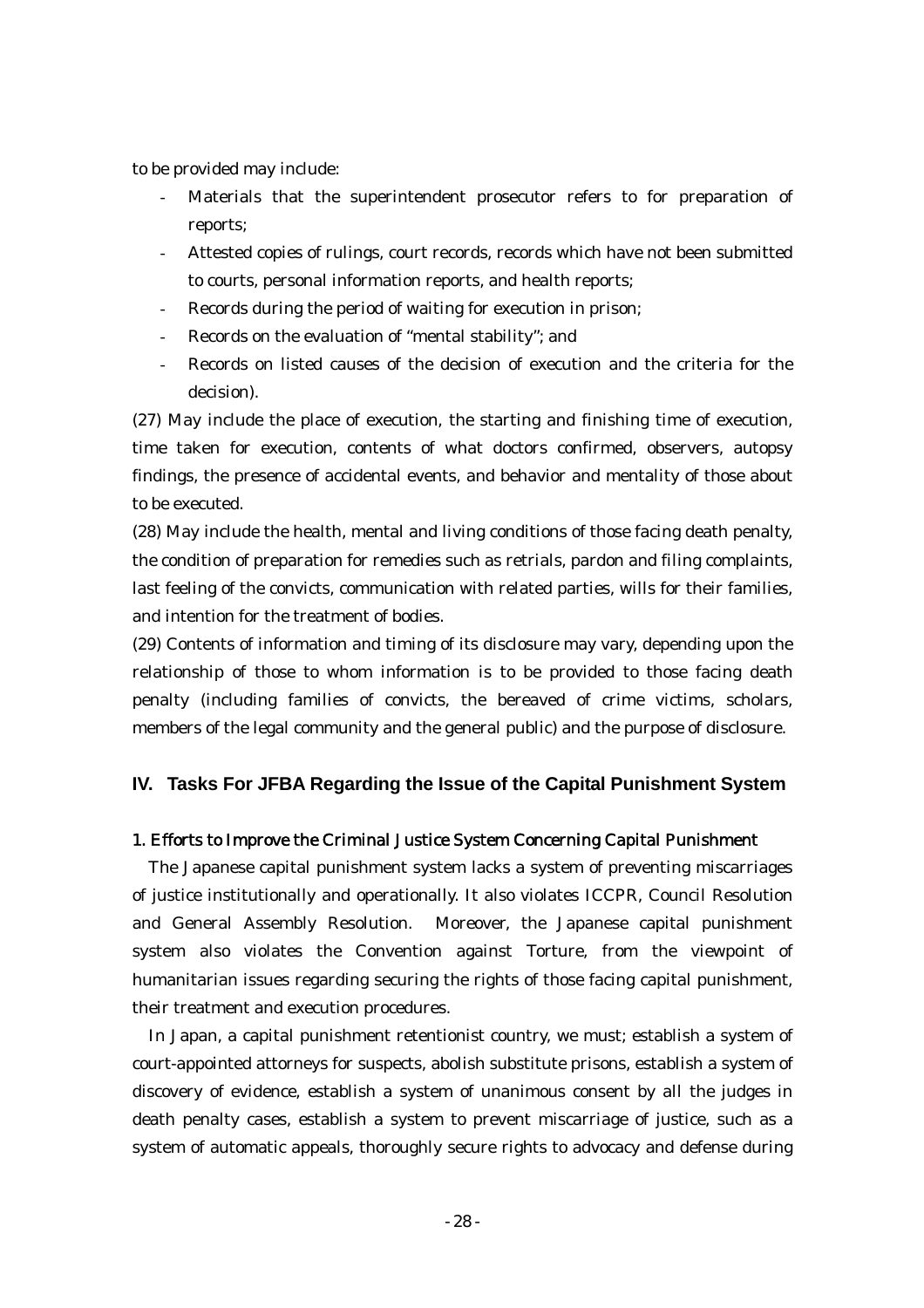to be provided may include:

- Materials that the superintendent prosecutor refers to for preparation of reports;
- Attested copies of rulings, court records, records which have not been submitted to courts, personal information reports, and health reports;
- Records during the period of waiting for execution in prison;
- Records on the evaluation of "mental stability"; and
- Records on listed causes of the decision of execution and the criteria for the decision).

(27) May include the place of execution, the starting and finishing time of execution, time taken for execution, contents of what doctors confirmed, observers, autopsy findings, the presence of accidental events, and behavior and mentality of those about to be executed.

(28) May include the health, mental and living conditions of those facing death penalty, the condition of preparation for remedies such as retrials, pardon and filing complaints, last feeling of the convicts, communication with related parties, wills for their families, and intention for the treatment of bodies.

(29) Contents of information and timing of its disclosure may vary, depending upon the relationship of those to whom information is to be provided to those facing death penalty (including families of convicts, the bereaved of crime victims, scholars, members of the legal community and the general public) and the purpose of disclosure.

## IV. Tasks For JFBA Regarding the Issue of the Capital Punishment System

### 1. Efforts to Improve the Criminal Justice System Concerning Capital Punishment

The Japanese capital punishment system lacks a system of preventing miscarriages of justice institutionally and operationally. It also violates ICCPR, Council Resolution and General Assembly Resolution. Moreover, the Japanese capital punishment system also violates the Convention against Torture, from the viewpoint of humanitarian issues regarding securing the rights of those facing capital punishment, their treatment and execution procedures.

In Japan, a capital punishment retentionist country, we must; establish a system of court-appointed attorneys for suspects, abolish substitute prisons, establish a system of discovery of evidence, establish a system of unanimous consent by all the judges in death penalty cases, establish a system to prevent miscarriage of justice, such as a system of automatic appeals, thoroughly secure rights to advocacy and defense during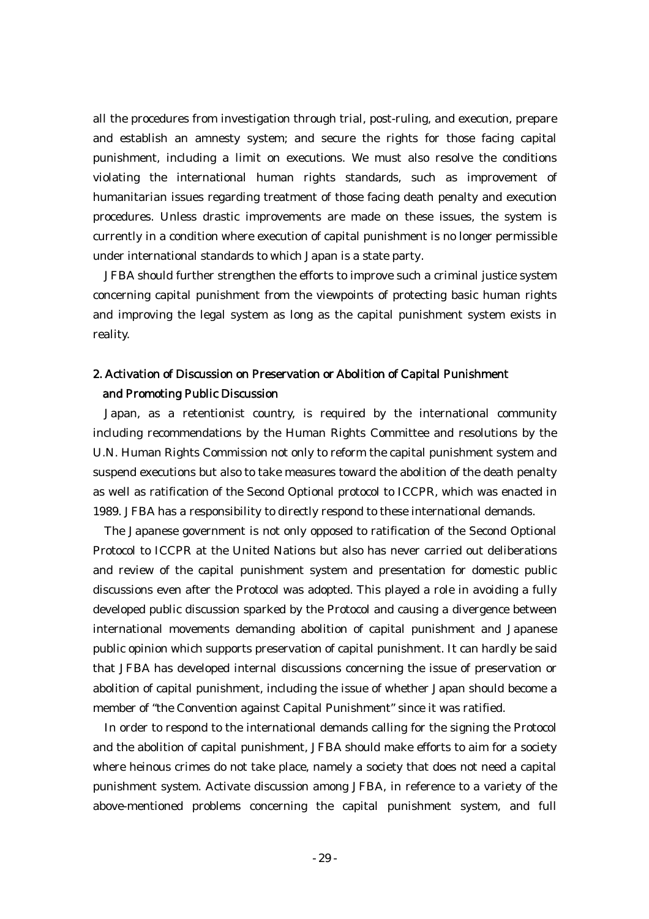all the procedures from investigation through trial, post-ruling, and execution, prepare and establish an amnesty system; and secure the rights for those facing capital punishment, including a limit on executions. We must also resolve the conditions violating the international human rights standards, such as improvement of humanitarian issues regarding treatment of those facing death penalty and execution procedures. Unless drastic improvements are made on these issues, the system is currently in a condition where execution of capital punishment is no longer permissible under international standards to which Japan is a state party.

JFBA should further strengthen the efforts to improve such a criminal justice system concerning capital punishment from the viewpoints of protecting basic human rights and improving the legal system as long as the capital punishment system exists in reality.

## 2. Activation of Discussion on Preservation or Abolition of Capital Punishment and Promoting Public Discussion

Japan, as a retentionist country, is required by the international community including recommendations by the Human Rights Committee and resolutions by the U.N. Human Rights Commission not only to reform the capital punishment system and suspend executions but also to take measures toward the abolition of the death penalty as well as ratification of the Second Optional protocol to ICCPR, which was enacted in 1989. JFBA has a responsibility to directly respond to these international demands.

The Japanese government is not only opposed to ratification of the Second Optional Protocol to ICCPR at the United Nations but also has never carried out deliberations and review of the capital punishment system and presentation for domestic public discussions even after the Protocol was adopted. This played a role in avoiding a fully developed public discussion sparked by the Protocol and causing a divergence between international movements demanding abolition of capital punishment and Japanese public opinion which supports preservation of capital punishment. It can hardly be said that JFBA has developed internal discussions concerning the issue of preservation or abolition of capital punishment, including the issue of whether Japan should become a member of "the Convention against Capital Punishment" since it was ratified.

In order to respond to the international demands calling for the signing the Protocol and the abolition of capital punishment, JFBA should make efforts to aim for a society where heinous crimes do not take place, namely a society that does not need a capital punishment system. Activate discussion among JFBA, in reference to a variety of the above-mentioned problems concerning the capital punishment system, and full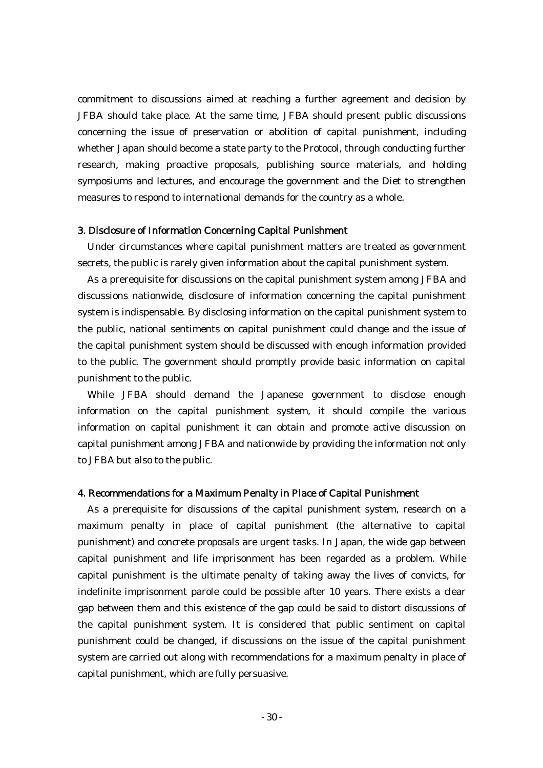commitment to discussions aimed at reaching a further agreement and decision by JFBA should take place. At the same time, JFBA should present public discussions concerning the issue of preservation or abolition of capital punishment, including whether Japan should become a state party to the Protocol, through conducting further research, making proactive proposals, publishing source materials, and holding symposiums and lectures, and encourage the government and the Diet to strengthen measures to respond to international demands for the country as a whole.

### 3. Disclosure of Information Concerning Capital Punishment

Under circumstances where capital punishment matters are treated as government secrets, the public is rarely given information about the capital punishment system.

As a prerequisite for discussions on the capital punishment system among JFBA and discussions nationwide, disclosure of information concerning the capital punishment system is indispensable. By disclosing information on the capital punishment system to the public, national sentiments on capital punishment could change and the issue of the capital punishment system should be discussed with enough information provided to the public. The government should promptly provide basic information on capital punishment to the public.

While JFBA should demand the Japanese government to disclose enough information on the capital punishment system, it should compile the various information on capital punishment it can obtain and promote active discussion on capital punishment among JFBA and nationwide by providing the information not only to JFBA but also to the public.

### 4. Recommendations for a Maximum Penalty in Place of Capital Punishment

As a prerequisite for discussions of the capital punishment system, research on a maximum penalty in place of capital punishment (the alternative to capital punishment) and concrete proposals are urgent tasks. In Japan, the wide gap between capital punishment and life imprisonment has been regarded as a problem. While capital punishment is the ultimate penalty of taking away the lives of convicts, for indefinite imprisonment parole could be possible after 10 years. There exists a clear gap between them and this existence of the gap could be said to distort discussions of the capital punishment system. It is considered that public sentiment on capital punishment could be changed, if discussions on the issue of the capital punishment system are carried out along with recommendations for a maximum penalty in place of capital punishment, which are fully persuasive.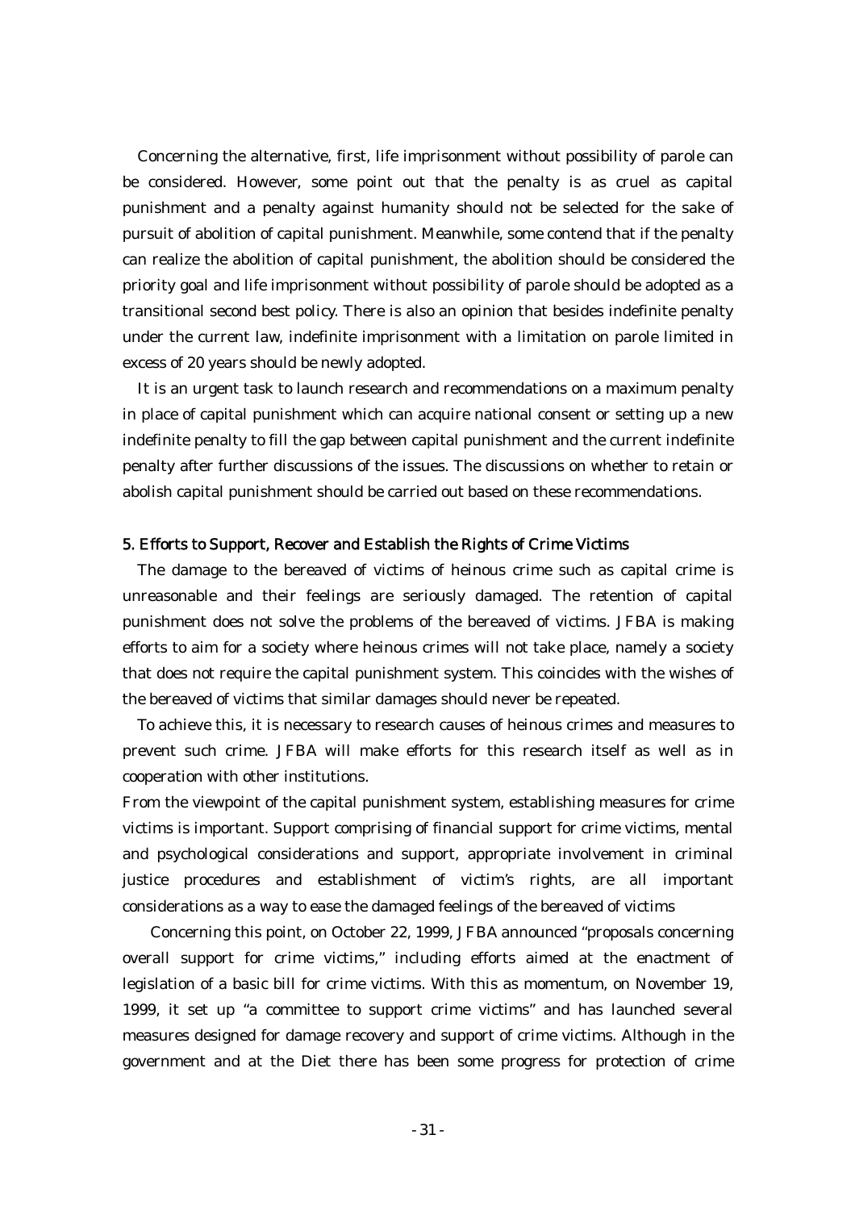Concerning the alternative, first, life imprisonment without possibility of parole can be considered. However, some point out that the penalty is as cruel as capital punishment and a penalty against humanity should not be selected for the sake of pursuit of abolition of capital punishment. Meanwhile, some contend that if the penalty can realize the abolition of capital punishment, the abolition should be considered the priority goal and life imprisonment without possibility of parole should be adopted as a transitional second best policy. There is also an opinion that besides indefinite penalty under the current law, indefinite imprisonment with a limitation on parole limited in excess of 20 years should be newly adopted.

It is an urgent task to launch research and recommendations on a maximum penalty in place of capital punishment which can acquire national consent or setting up a new indefinite penalty to fill the gap between capital punishment and the current indefinite penalty after further discussions of the issues. The discussions on whether to retain or abolish capital punishment should be carried out based on these recommendations.

## 5. Efforts to Support, Recover and Establish the Rights of Crime Victims

The damage to the bereaved of victims of heinous crime such as capital crime is unreasonable and their feelings are seriously damaged. The retention of capital punishment does not solve the problems of the bereaved of victims. JFBA is making efforts to aim for a society where heinous crimes will not take place, namely a society that does not require the capital punishment system. This coincides with the wishes of the bereaved of victims that similar damages should never be repeated.

To achieve this, it is necessary to research causes of heinous crimes and measures to prevent such crime. JFBA will make efforts for this research itself as well as in cooperation with other institutions.

From the viewpoint of the capital punishment system, establishing measures for crime victims is important. Support comprising of financial support for crime victims, mental and psychological considerations and support, appropriate involvement in criminal justice procedures and establishment of victim's rights, are all important considerations as a way to ease the damaged feelings of the bereaved of victims

Concerning this point, on October 22, 1999, JFBA announced "proposals concerning overall support for crime victims," including efforts aimed at the enactment of legislation of a basic bill for crime victims. With this as momentum, on November 19, 1999, it set up "a committee to support crime victims" and has launched several measures designed for damage recovery and support of crime victims. Although in the government and at the Diet there has been some progress for protection of crime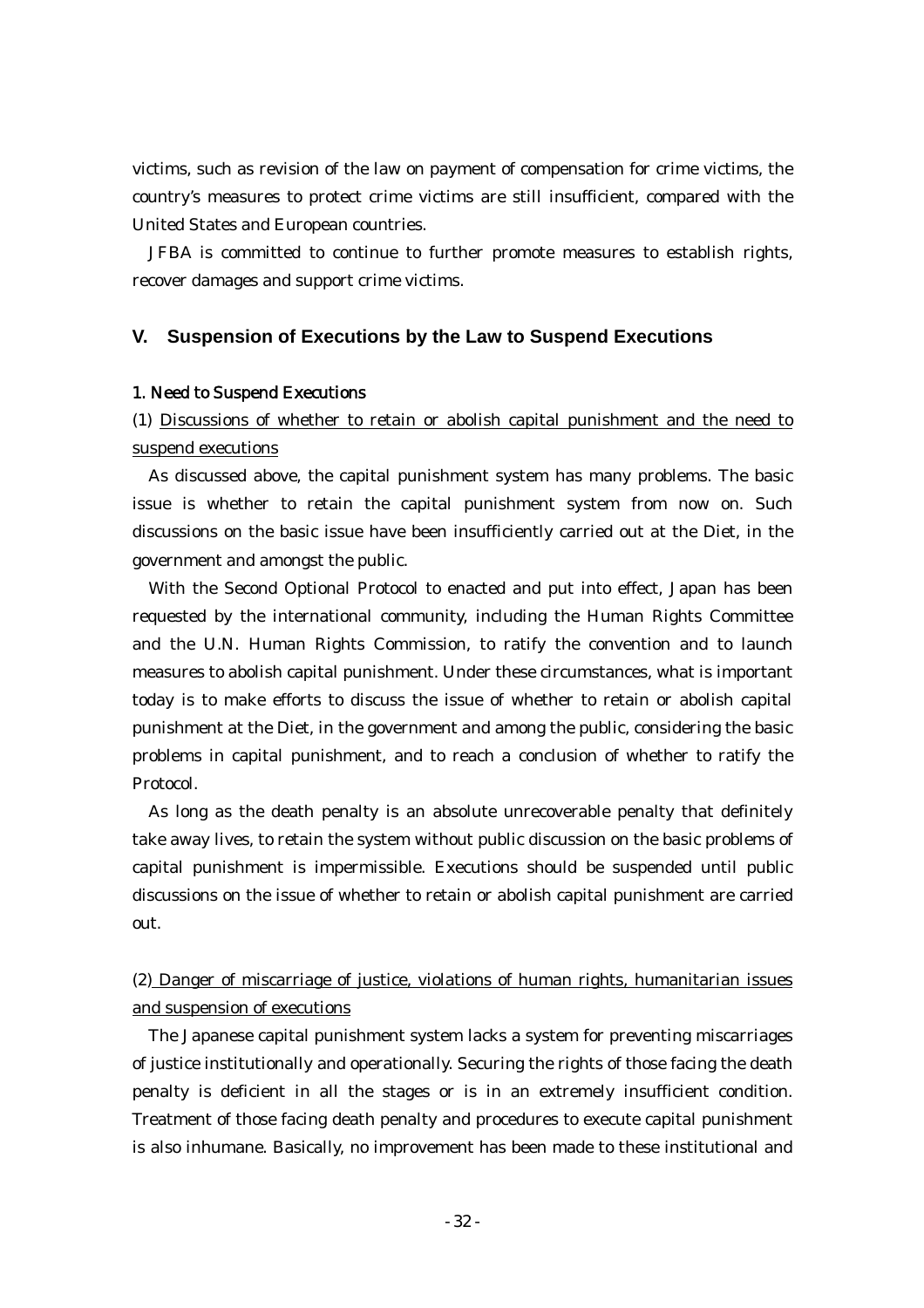victims, such as revision of the law on payment of compensation for crime victims, the country's measures to protect crime victims are still insufficient, compared with the United States and European countries.

JFBA is committed to continue to further promote measures to establish rights, recover damages and support crime victims.

## V. Suspension of Executions by the Law to Suspend Executions

### 1. Need to Suspend Executions

(1) Discussions of whether to retain or abolish capital punishment and the need to suspend executions

As discussed above, the capital punishment system has many problems. The basic issue is whether to retain the capital punishment system from now on. Such discussions on the basic issue have been insufficiently carried out at the Diet, in the government and amongst the public.

With the Second Optional Protocol to enacted and put into effect, Japan has been requested by the international community, including the Human Rights Committee and the U.N. Human Rights Commission, to ratify the convention and to launch measures to abolish capital punishment. Under these circumstances, what is important today is to make efforts to discuss the issue of whether to retain or abolish capital punishment at the Diet, in the government and among the public, considering the basic problems in capital punishment, and to reach a conclusion of whether to ratify the Protocol.

As long as the death penalty is an absolute unrecoverable penalty that definitely take away lives, to retain the system without public discussion on the basic problems of capital punishment is impermissible. Executions should be suspended until public discussions on the issue of whether to retain or abolish capital punishment are carried out.

(2) Danger of miscarriage of justice, violations of human rights, humanitarian issues and suspension of executions

The Japanese capital punishment system lacks a system for preventing miscarriages of justice institutionally and operationally. Securing the rights of those facing the death penalty is deficient in all the stages or is in an extremely insufficient condition. Treatment of those facing death penalty and procedures to execute capital punishment is also inhumane. Basically, no improvement has been made to these institutional and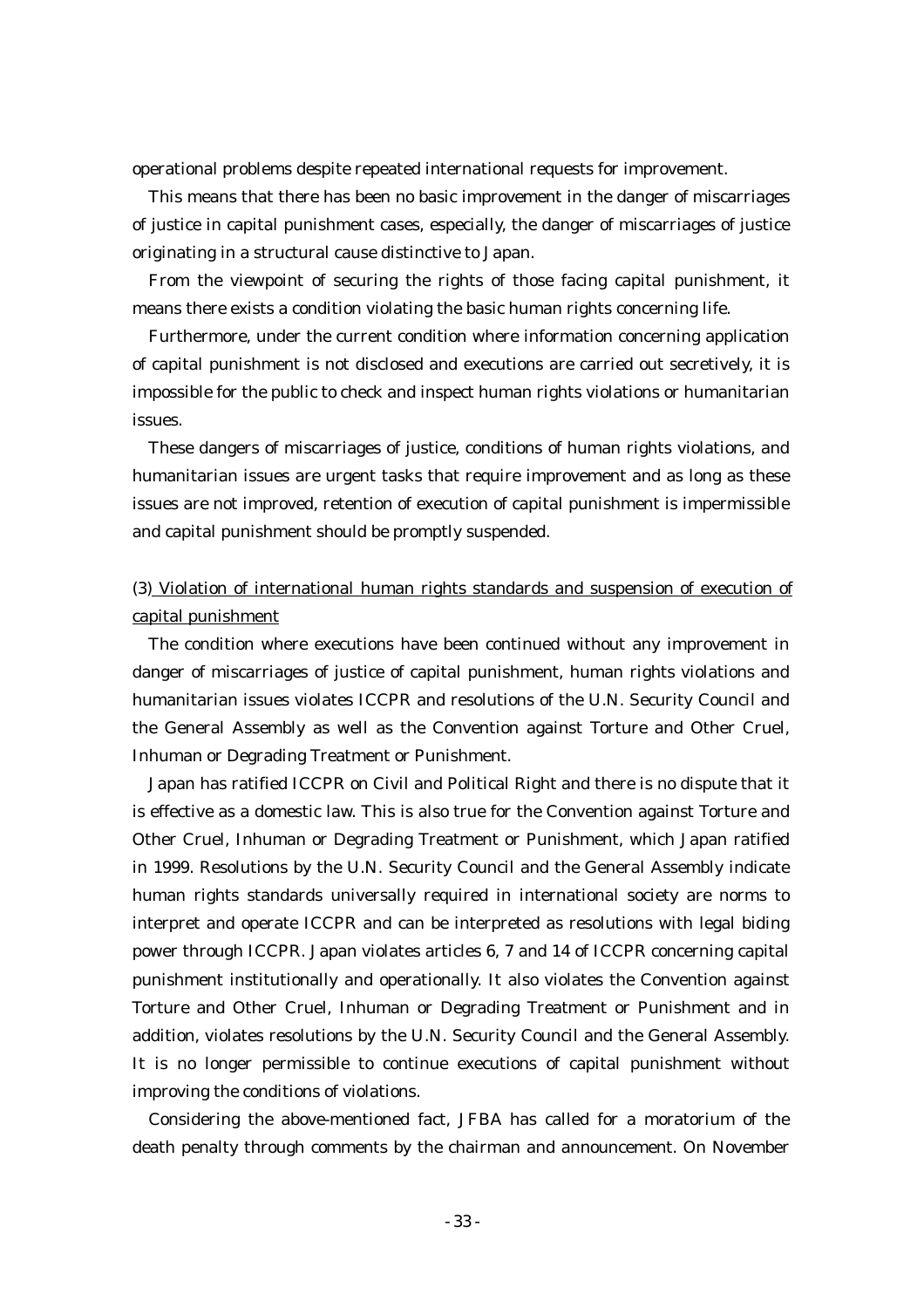operational problems despite repeated international requests for improvement.

This means that there has been no basic improvement in the danger of miscarriages of justice in capital punishment cases, especially, the danger of miscarriages of justice originating in a structural cause distinctive to Japan.

From the viewpoint of securing the rights of those facing capital punishment, it means there exists a condition violating the basic human rights concerning life.

Furthermore, under the current condition where information concerning application of capital punishment is not disclosed and executions are carried out secretively, it is impossible for the public to check and inspect human rights violations or humanitarian issues.

These dangers of miscarriages of justice, conditions of human rights violations, and humanitarian issues are urgent tasks that require improvement and as long as these issues are not improved, retention of execution of capital punishment is impermissible and capital punishment should be promptly suspended.

<u>(3) Violation of international human rights standards and suspension of execution of capital punishment</u>

The condition where executions have been continued without any improvement in danger of miscarriages of justice of capital punishment, human rights violations and humanitarian issues violates ICCPR and resolutions of the U.N. Security Council and the General Assembly as well as the Convention against Torture and Other Cruel, Inhuman or Degrading Treatment or Punishment.

Japan has ratified ICCPR on Civil and Political Right and there is no dispute that it is effective as a domestic law. This is also true for the Convention against Torture and Other Cruel, Inhuman or Degrading Treatment or Punishment, which Japan ratified in 1999. Resolutions by the U.N. Security Council and the General Assembly indicate human rights standards universally required in international society are norms to interpret and operate ICCPR and can be interpreted as resolutions with legal biding power through ICCPR. Japan violates articles 6, 7 and 14 of ICCPR concerning capital punishment institutionally and operationally. It also violates the Convention against Torture and Other Cruel, Inhuman or Degrading Treatment or Punishment and in addition, violates resolutions by the U.N. Security Council and the General Assembly. It is no longer permissible to continue executions of capital punishment without improving the conditions of violations.

Considering the above-mentioned fact, JFBA has called for a moratorium of the death penalty through comments by the chairman and announcement. On November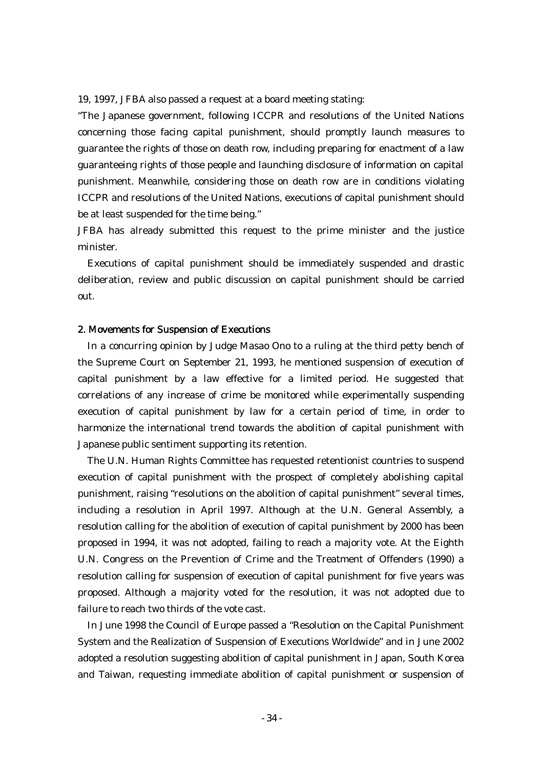19, 1997, JFBA also passed a request at a board meeting stating:

"The Japanese government, following ICCPR and resolutions of the United Nations concerning those facing capital punishment, should promptly launch measures to guarantee the rights of those on death row, including preparing for enactment of a law guaranteeing rights of those people and launching disclosure of information on capital punishment. Meanwhile, considering those on death row are in conditions violating ICCPR and resolutions of the United Nations, executions of capital punishment should be at least suspended for the time being."

JFBA has already submitted this request to the prime minister and the justice minister.

Executions of capital punishment should be immediately suspended and drastic deliberation, review and public discussion on capital punishment should be carried out.

## 2. Movements for Suspension of Executions

In a concurring opinion by Judge Masao Ono to a ruling at the third petty bench of the Supreme Court on September 21, 1993, he mentioned suspension of execution of capital punishment by a law effective for a limited period. He suggested that correlations of any increase of crime be monitored while experimentally suspending execution of capital punishment by law for a certain period of time, in order to harmonize the international trend towards the abolition of capital punishment with Japanese public sentiment supporting its retention.

The U.N. Human Rights Committee has requested retentionist countries to suspend execution of capital punishment with the prospect of completely abolishing capital punishment, raising "resolutions on the abolition of capital punishment" several times, including a resolution in April 1997. Although at the U.N. General Assembly, a resolution calling for the abolition of execution of capital punishment by 2000 has been proposed in 1994, it was not adopted, failing to reach a majority vote. At the Eighth U.N. Congress on the Prevention of Crime and the Treatment of Offenders (1990) a resolution calling for suspension of execution of capital punishment for five years was proposed. Although a majority voted for the resolution, it was not adopted due to failure to reach two thirds of the vote cast.

In June 1998 the Council of Europe passed a "Resolution on the Capital Punishment System and the Realization of Suspension of Executions Worldwide" and in June 2002 adopted a resolution suggesting abolition of capital punishment in Japan, South Korea and Taiwan, requesting immediate abolition of capital punishment or suspension of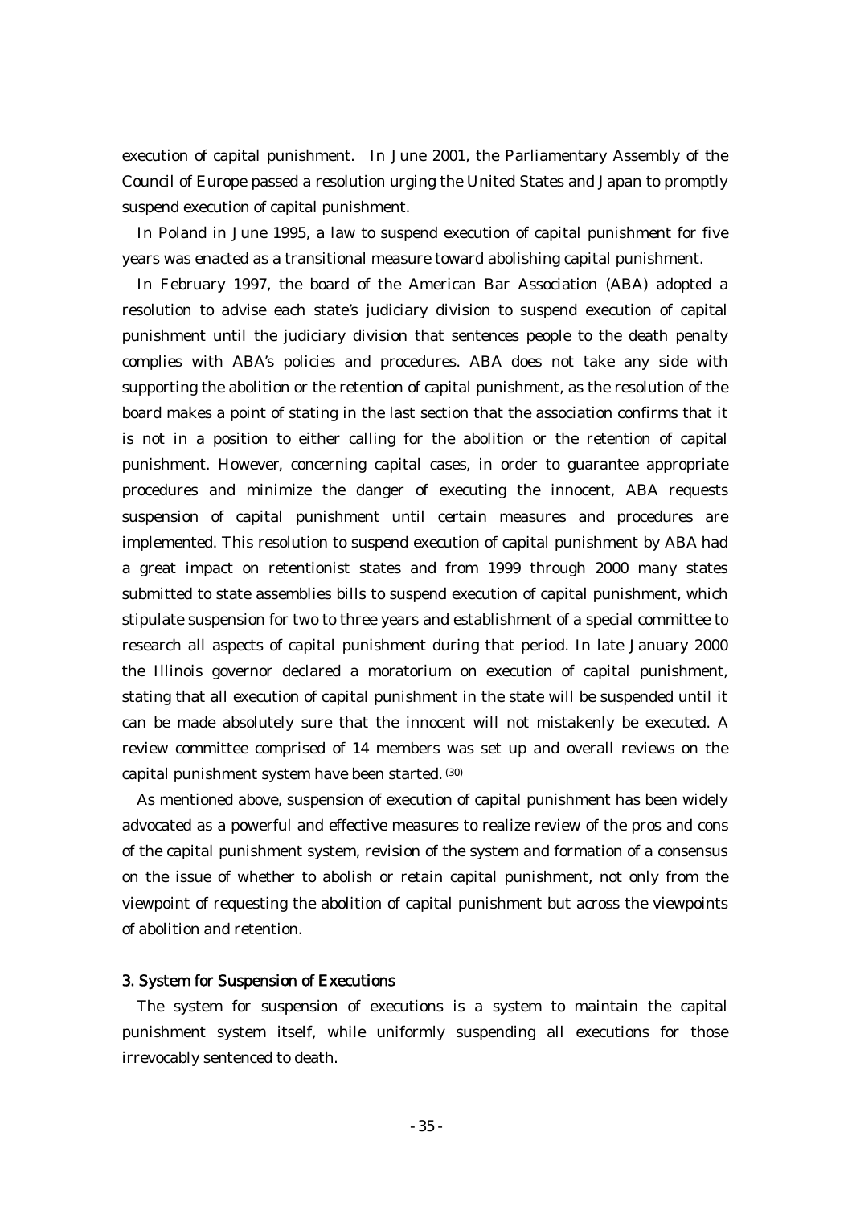execution of capital punishment. In June 2001, the Parliamentary Assembly of the Council of Europe passed a resolution urging the United States and Japan to promptly suspend execution of capital punishment.

In Poland in June 1995, a law to suspend execution of capital punishment for five years was enacted as a transitional measure toward abolishing capital punishment.

In February 1997, the board of the American Bar Association (ABA) adopted a resolution to advise each state's judiciary division to suspend execution of capital punishment until the judiciary division that sentences people to the death penalty complies with ABA's policies and procedures. ABA does not take any side with supporting the abolition or the retention of capital punishment, as the resolution of the board makes a point of stating in the last section that the association confirms that it is not in a position to either calling for the abolition or the retention of capital punishment. However, concerning capital cases, in order to guarantee appropriate procedures and minimize the danger of executing the innocent, ABA requests suspension of capital punishment until certain measures and procedures are implemented. This resolution to suspend execution of capital punishment by ABA had a great impact on retentionist states and from 1999 through 2000 many states submitted to state assemblies bills to suspend execution of capital punishment, which stipulate suspension for two to three years and establishment of a special committee to research all aspects of capital punishment during that period. In late January 2000 the Illinois governor declared a moratorium on execution of capital punishment, stating that all execution of capital punishment in the state will be suspended until it can be made absolutely sure that the innocent will not mistakenly be executed. A review committee comprised of 14 members was set up and overall reviews on the capital punishment system have been started. (30)

As mentioned above, suspension of execution of capital punishment has been widely advocated as a powerful and effective measures to realize review of the pros and cons of the capital punishment system, revision of the system and formation of a consensus on the issue of whether to abolish or retain capital punishment, not only from the viewpoint of requesting the abolition of capital punishment but across the viewpoints of abolition and retention.

### 3. System for Suspension of Executions

The system for suspension of executions is a system to maintain the capital punishment system itself, while uniformly suspending all executions for those irrevocably sentenced to death.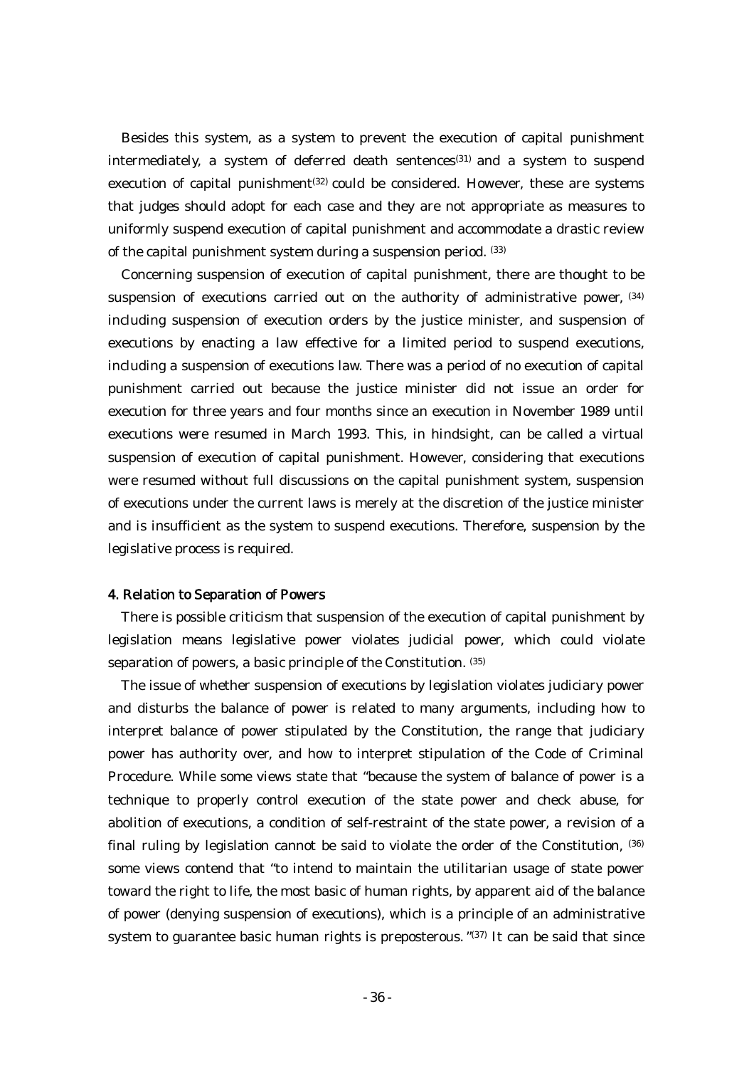Besides this system, as a system to prevent the execution of capital punishment intermediately, a system of deferred death sentences[31] and a system to suspend execution of capital punishment[32] could be considered. However, these are systems that judges should adopt for each case and they are not appropriate as measures to uniformly suspend execution of capital punishment and accommodate a drastic review of the capital punishment system during a suspension period. [33]

Concerning suspension of execution of capital punishment, there are thought to be suspension of executions carried out on the authority of administrative power, [34] including suspension of execution orders by the justice minister, and suspension of executions by enacting a law effective for a limited period to suspend executions, including a suspension of executions law. There was a period of no execution of capital punishment carried out because the justice minister did not issue an order for execution for three years and four months since an execution in November 1989 until executions were resumed in March 1993. This, in hindsight, can be called a virtual suspension of execution of capital punishment. However, considering that executions were resumed without full discussions on the capital punishment system, suspension of executions under the current laws is merely at the discretion of the justice minister and is insufficient as the system to suspend executions. Therefore, suspension by the legislative process is required.

### 4. Relation to Separation of Powers

There is possible criticism that suspension of the execution of capital punishment by legislation means legislative power violates judicial power, which could violate separation of powers, a basic principle of the Constitution. [35]

The issue of whether suspension of executions by legislation violates judiciary power and disturbs the balance of power is related to many arguments, including how to interpret balance of power stipulated by the Constitution, the range that judiciary power has authority over, and how to interpret stipulation of the Code of Criminal Procedure. While some views state that "because the system of balance of power is a technique to properly control execution of the state power and check abuse, for abolition of executions, a condition of self-restraint of the state power, a revision of a final ruling by legislation cannot be said to violate the order of the Constitution, [36] some views contend that "to intend to maintain the utilitarian usage of state power toward the right to life, the most basic of human rights, by apparent aid of the balance of power (denying suspension of executions), which is a principle of an administrative system to guarantee basic human rights is preposterous."[37] It can be said that since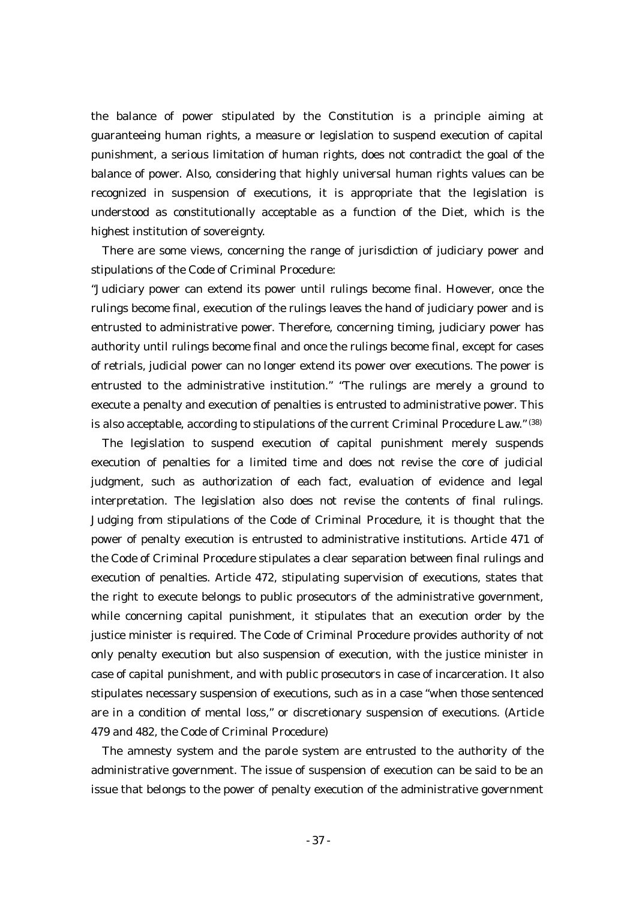the balance of power stipulated by the Constitution is a principle aiming at guaranteeing human rights, a measure or legislation to suspend execution of capital punishment, a serious limitation of human rights, does not contradict the goal of the balance of power. Also, considering that highly universal human rights values can be recognized in suspension of executions, it is appropriate that the legislation is understood as constitutionally acceptable as a function of the Diet, which is the highest institution of sovereignty.

There are some views, concerning the range of jurisdiction of judiciary power and stipulations of the Code of Criminal Procedure:

"Judiciary power can extend its power until rulings become final. However, once the rulings become final, execution of the rulings leaves the hand of judiciary power and is entrusted to administrative power. Therefore, concerning timing, judiciary power has authority until rulings become final and once the rulings become final, except for cases of retrials, judicial power can no longer extend its power over executions. The power is entrusted to the administrative institution." "The rulings are merely a ground to execute a penalty and execution of penalties is entrusted to administrative power. This is also acceptable, according to stipulations of the current Criminal Procedure Law."[(38)]

The legislation to suspend execution of capital punishment merely suspends execution of penalties for a limited time and does not revise the core of judicial judgment, such as authorization of each fact, evaluation of evidence and legal interpretation. The legislation also does not revise the contents of final rulings. Judging from stipulations of the Code of Criminal Procedure, it is thought that the power of penalty execution is entrusted to administrative institutions. Article 471 of the Code of Criminal Procedure stipulates a clear separation between final rulings and execution of penalties. Article 472, stipulating supervision of executions, states that the right to execute belongs to public prosecutors of the administrative government, while concerning capital punishment, it stipulates that an execution order by the justice minister is required. The Code of Criminal Procedure provides authority of not only penalty execution but also suspension of execution, with the justice minister in case of capital punishment, and with public prosecutors in case of incarceration. It also stipulates necessary suspension of executions, such as in a case "when those sentenced are in a condition of mental loss," or discretionary suspension of executions. (Article 479 and 482, the Code of Criminal Procedure)

The amnesty system and the parole system are entrusted to the authority of the administrative government. The issue of suspension of execution can be said to be an issue that belongs to the power of penalty execution of the administrative government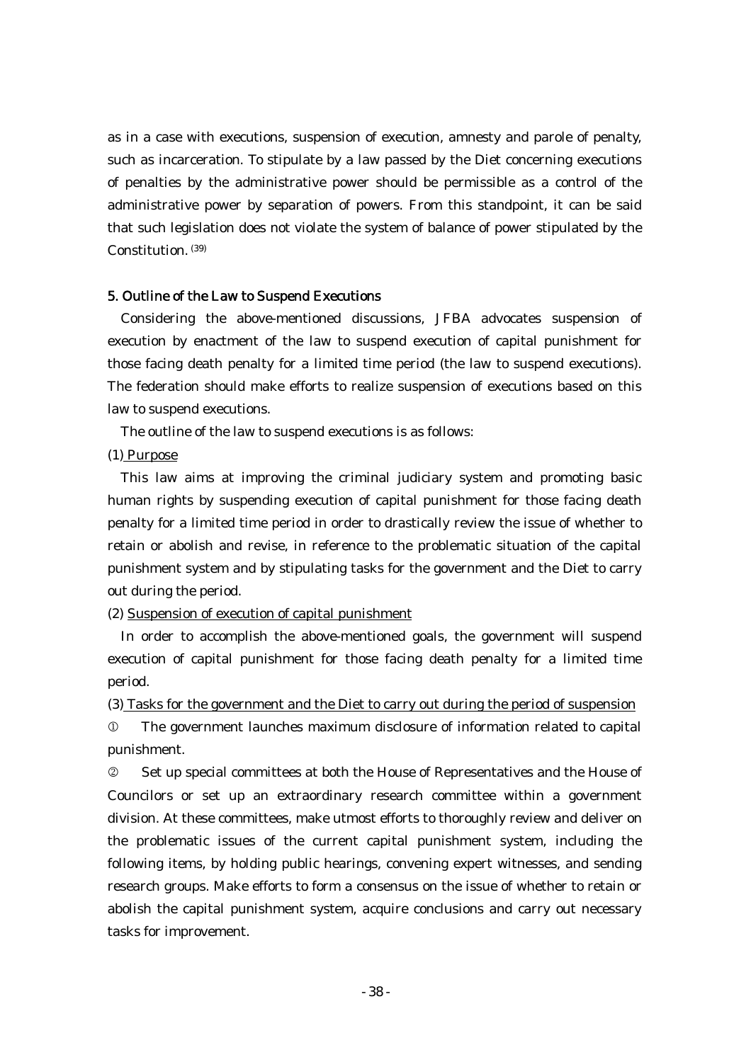as in a case with executions, suspension of execution, amnesty and parole of penalty, such as incarceration. To stipulate by a law passed by the Diet concerning executions of penalties by the administrative power should be permissible as a control of the administrative power by separation of powers. From this standpoint, it can be said that such legislation does not violate the system of balance of power stipulated by the Constitution. [39]

## 5. Outline of the Law to Suspend Executions

Considering the above-mentioned discussions, JFBA advocates suspension of execution by enactment of the law to suspend execution of capital punishment for those facing death penalty for a limited time period (the law to suspend executions). The federation should make efforts to realize suspension of executions based on this law to suspend executions.

The outline of the law to suspend executions is as follows:

(1) Purpose

This law aims at improving the criminal judiciary system and promoting basic human rights by suspending execution of capital punishment for those facing death penalty for a limited time period in order to drastically review the issue of whether to retain or abolish and revise, in reference to the problematic situation of the capital punishment system and by stipulating tasks for the government and the Diet to carry out during the period.

(2) Suspension of execution of capital punishment

In order to accomplish the above-mentioned goals, the government will suspend execution of capital punishment for those facing death penalty for a limited time period.

(3) Tasks for the government and the Diet to carry out during the period of suspension

① The government launches maximum disclosure of information related to capital punishment.

② Set up special committees at both the House of Representatives and the House of Councilors or set up an extraordinary research committee within a government division. At these committees, make utmost efforts to thoroughly review and deliver on the problematic issues of the current capital punishment system, including the following items, by holding public hearings, convening expert witnesses, and sending research groups. Make efforts to form a consensus on the issue of whether to retain or abolish the capital punishment system, acquire conclusions and carry out necessary tasks for improvement.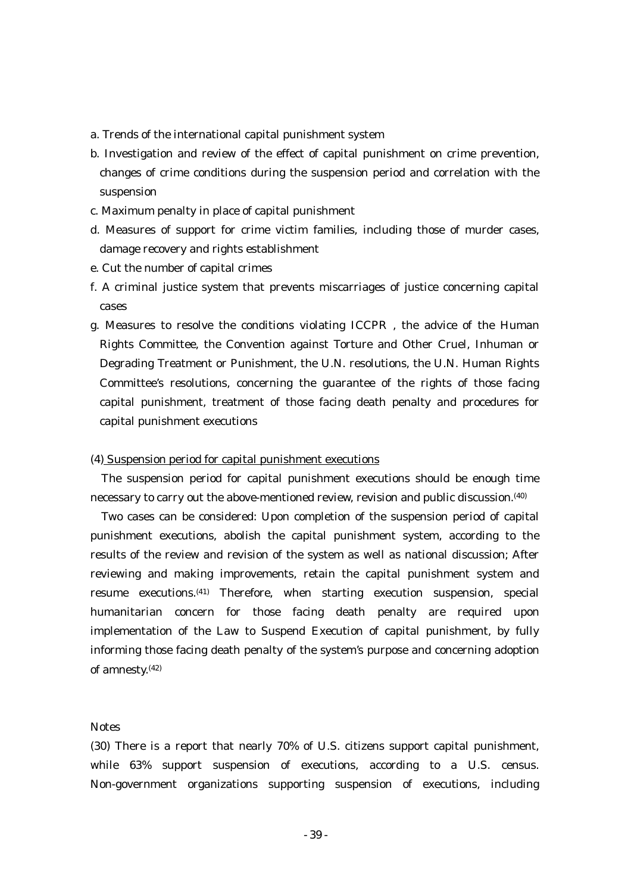a. Trends of the international capital punishment system

b. Investigation and review of the effect of capital punishment on crime prevention, changes of crime conditions during the suspension period and correlation with the suspension

c. Maximum penalty in place of capital punishment

d. Measures of support for crime victim families, including those of murder cases, damage recovery and rights establishment

e. Cut the number of capital crimes

f. A criminal justice system that prevents miscarriages of justice concerning capital cases

g. Measures to resolve the conditions violating ICCPR , the advice of the Human Rights Committee, the Convention against Torture and Other Cruel, Inhuman or Degrading Treatment or Punishment, the U.N. resolutions, the U.N. Human Rights Committee's resolutions, concerning the guarantee of the rights of those facing capital punishment, treatment of those facing death penalty and procedures for capital punishment executions

(4) Suspension period for capital punishment executions

The suspension period for capital punishment executions should be enough time necessary to carry out the above-mentioned review, revision and public discussion.[40]

Two cases can be considered: Upon completion of the suspension period of capital punishment executions, abolish the capital punishment system, according to the results of the review and revision of the system as well as national discussion; After reviewing and making improvements, retain the capital punishment system and resume executions.[41] Therefore, when starting execution suspension, special humanitarian concern for those facing death penalty are required upon implementation of the Law to Suspend Execution of capital punishment, by fully informing those facing death penalty of the system's purpose and concerning adoption of amnesty.[42]

Notes

(30) There is a report that nearly 70% of U.S. citizens support capital punishment, while 63% support suspension of executions, according to a U.S. census. Non-government organizations supporting suspension of executions, including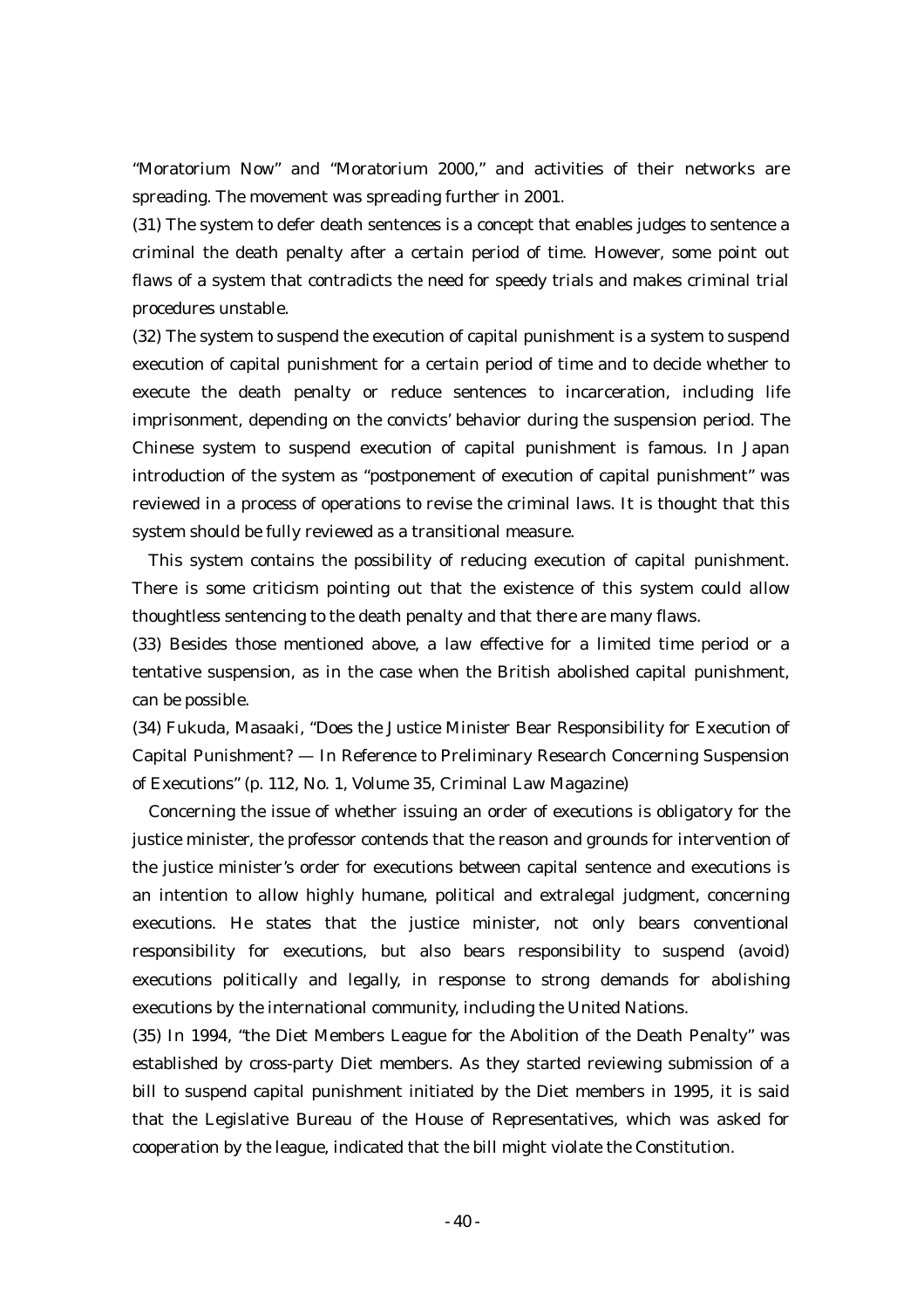"Moratorium Now" and "Moratorium 2000," and activities of their networks are spreading. The movement was spreading further in 2001.

(31) The system to defer death sentences is a concept that enables judges to sentence a criminal the death penalty after a certain period of time. However, some point out flaws of a system that contradicts the need for speedy trials and makes criminal trial procedures unstable.

(32) The system to suspend the execution of capital punishment is a system to suspend execution of capital punishment for a certain period of time and to decide whether to execute the death penalty or reduce sentences to incarceration, including life imprisonment, depending on the convicts' behavior during the suspension period. The Chinese system to suspend execution of capital punishment is famous. In Japan introduction of the system as "postponement of execution of capital punishment" was reviewed in a process of operations to revise the criminal laws. It is thought that this system should be fully reviewed as a transitional measure.

This system contains the possibility of reducing execution of capital punishment. There is some criticism pointing out that the existence of this system could allow thoughtless sentencing to the death penalty and that there are many flaws.

(33) Besides those mentioned above, a law effective for a limited time period or a tentative suspension, as in the case when the British abolished capital punishment, can be possible.

(34) Fukuda, Masaaki, "Does the Justice Minister Bear Responsibility for Execution of Capital Punishment? — In Reference to Preliminary Research Concerning Suspension of Executions" (p. 112, No. 1, Volume 35, Criminal Law Magazine)

Concerning the issue of whether issuing an order of executions is obligatory for the justice minister, the professor contends that the reason and grounds for intervention of the justice minister's order for executions between capital sentence and executions is an intention to allow highly humane, political and extralegal judgment, concerning executions. He states that the justice minister, not only bears conventional responsibility for executions, but also bears responsibility to suspend (avoid) executions politically and legally, in response to strong demands for abolishing executions by the international community, including the United Nations.

(35) In 1994, "the Diet Members League for the Abolition of the Death Penalty" was established by cross-party Diet members. As they started reviewing submission of a bill to suspend capital punishment initiated by the Diet members in 1995, it is said that the Legislative Bureau of the House of Representatives, which was asked for cooperation by the league, indicated that the bill might violate the Constitution.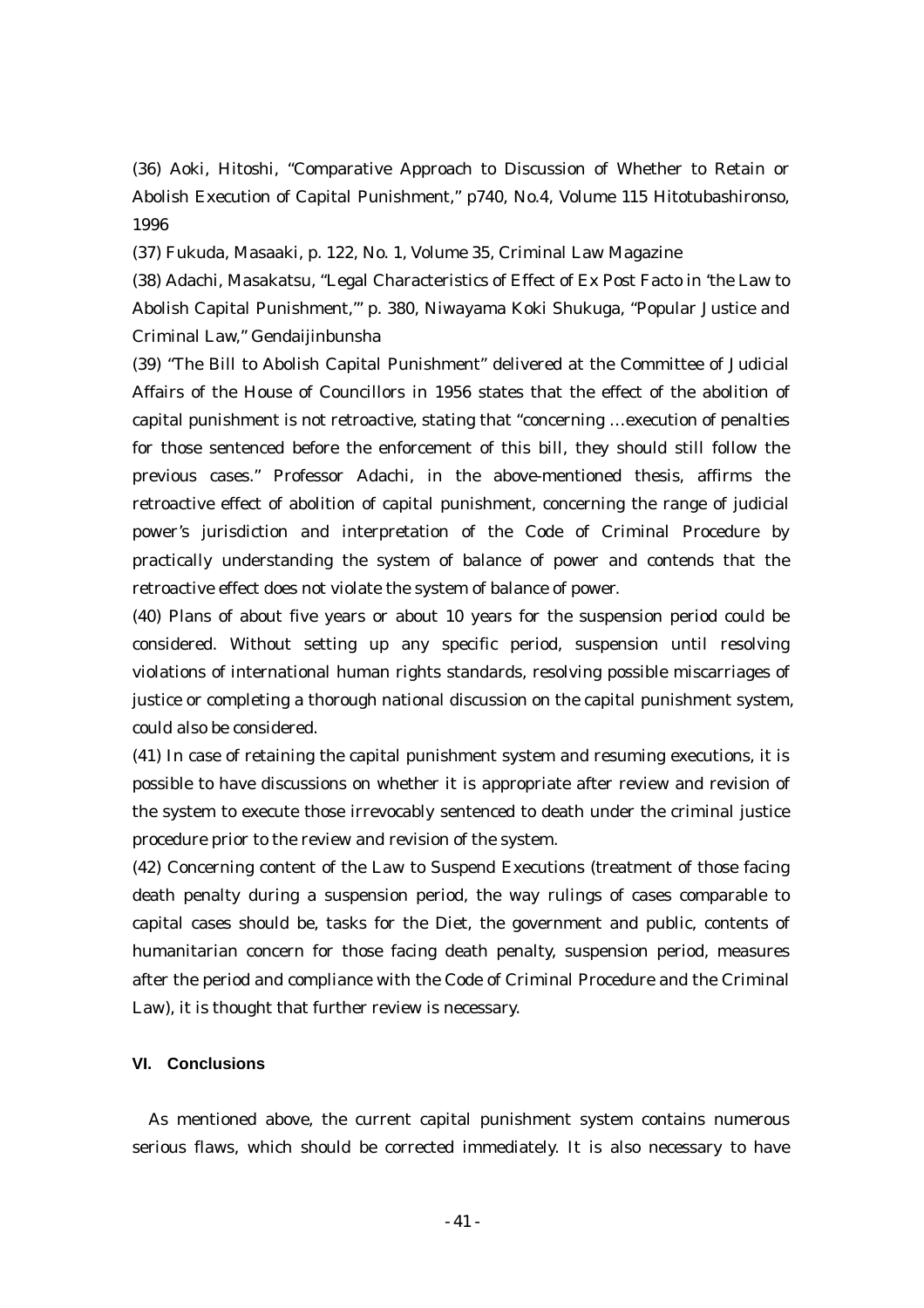(36) Aoki, Hitoshi, "Comparative Approach to Discussion of Whether to Retain or Abolish Execution of Capital Punishment," p740, No.4, Volume 115 Hitotubashironso, 1996

(37) Fukuda, Masaaki, p. 122, No. 1, Volume 35, Criminal Law Magazine

(38) Adachi, Masakatsu, "Legal Characteristics of Effect of Ex Post Facto in 'the Law to Abolish Capital Punishment,'" p. 380, Niwayama Koki Shukuga, "Popular Justice and Criminal Law," Gendaijinbunsha

(39) "The Bill to Abolish Capital Punishment" delivered at the Committee of Judicial Affairs of the House of Councillors in 1956 states that the effect of the abolition of capital punishment is not retroactive, stating that "concerning …execution of penalties for those sentenced before the enforcement of this bill, they should still follow the previous cases." Professor Adachi, in the above-mentioned thesis, affirms the retroactive effect of abolition of capital punishment, concerning the range of judicial power's jurisdiction and interpretation of the Code of Criminal Procedure by practically understanding the system of balance of power and contends that the retroactive effect does not violate the system of balance of power.

(40) Plans of about five years or about 10 years for the suspension period could be considered. Without setting up any specific period, suspension until resolving violations of international human rights standards, resolving possible miscarriages of justice or completing a thorough national discussion on the capital punishment system, could also be considered.

(41) In case of retaining the capital punishment system and resuming executions, it is possible to have discussions on whether it is appropriate after review and revision of the system to execute those irrevocably sentenced to death under the criminal justice procedure prior to the review and revision of the system.

(42) Concerning content of the Law to Suspend Executions (treatment of those facing death penalty during a suspension period, the way rulings of cases comparable to capital cases should be, tasks for the Diet, the government and public, contents of humanitarian concern for those facing death penalty, suspension period, measures after the period and compliance with the Code of Criminal Procedure and the Criminal Law), it is thought that further review is necessary.

## VI. Conclusions

As mentioned above, the current capital punishment system contains numerous serious flaws, which should be corrected immediately. It is also necessary to have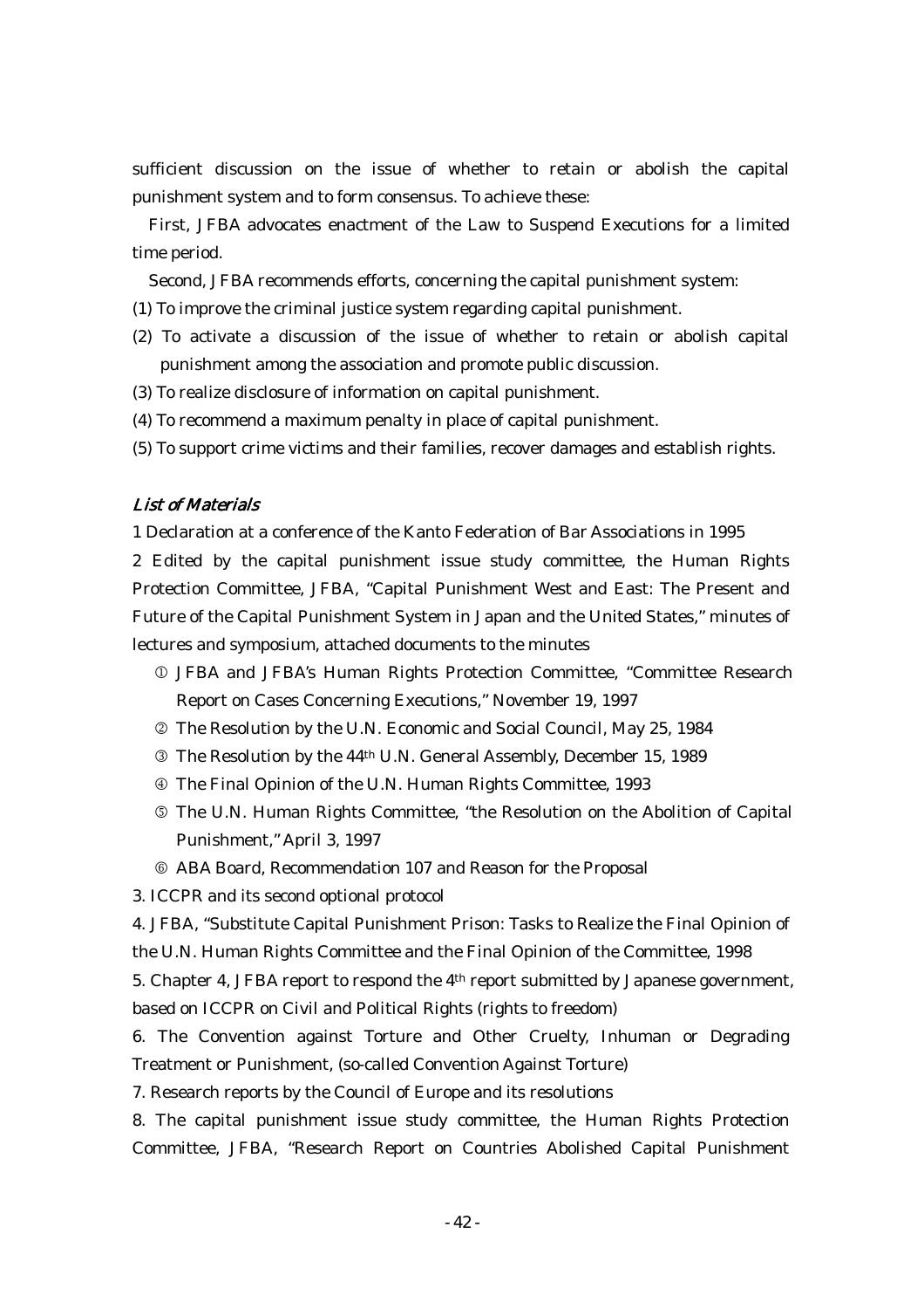sufficient discussion on the issue of whether to retain or abolish the capital punishment system and to form consensus. To achieve these:

First, JFBA advocates enactment of the Law to Suspend Executions for a limited time period.

Second, JFBA recommends efforts, concerning the capital punishment system:

(1) To improve the criminal justice system regarding capital punishment.

(2) To activate a discussion of the issue of whether to retain or abolish capital punishment among the association and promote public discussion.

(3) To realize disclosure of information on capital punishment.

(4) To recommend a maximum penalty in place of capital punishment.

(5) To support crime victims and their families, recover damages and establish rights.

### *List of Materials*

1 Declaration at a conference of the Kanto Federation of Bar Associations in 1995

2 Edited by the capital punishment issue study committee, the Human Rights Protection Committee, JFBA, "Capital Punishment West and East: The Present and Future of the Capital Punishment System in Japan and the United States," minutes of lectures and symposium, attached documents to the minutes

① JFBA and JFBA's Human Rights Protection Committee, "Committee Research Report on Cases Concerning Executions," November 19, 1997

② The Resolution by the U.N. Economic and Social Council, May 25, 1984

③ The Resolution by the 44th U.N. General Assembly, December 15, 1989

④ The Final Opinion of the U.N. Human Rights Committee, 1993

⑤ The U.N. Human Rights Committee, "the Resolution on the Abolition of Capital Punishment," April 3, 1997

⑥ ABA Board, Recommendation 107 and Reason for the Proposal

3. ICCPR and its second optional protocol

4. JFBA, "Substitute Capital Punishment Prison: Tasks to Realize the Final Opinion of the U.N. Human Rights Committee and the Final Opinion of the Committee, 1998

5. Chapter 4, JFBA report to respond the 4th report submitted by Japanese government, based on ICCPR on Civil and Political Rights (rights to freedom)

6. The Convention against Torture and Other Cruelty, Inhuman or Degrading Treatment or Punishment, (so-called Convention Against Torture)

7. Research reports by the Council of Europe and its resolutions

8. The capital punishment issue study committee, the Human Rights Protection Committee, JFBA, "Research Report on Countries Abolished Capital Punishment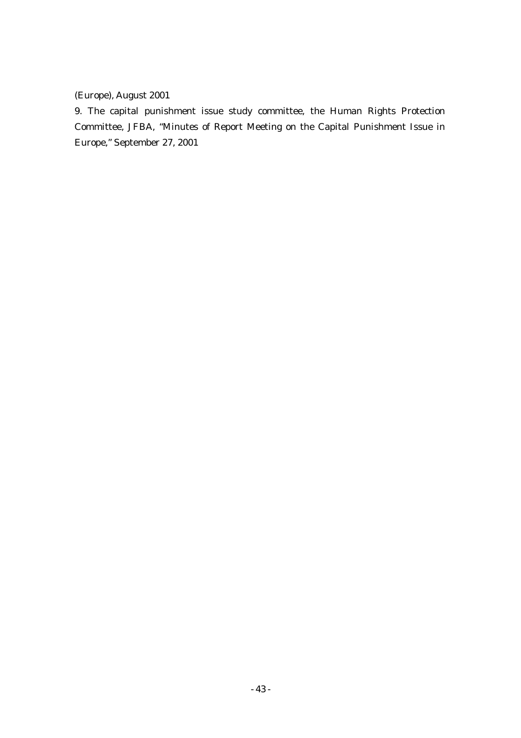(Europe), August 2001

9. The capital punishment issue study committee, the Human Rights Protection Committee, JFBA, "Minutes of Report Meeting on the Capital Punishment Issue in Europe," September 27, 2001